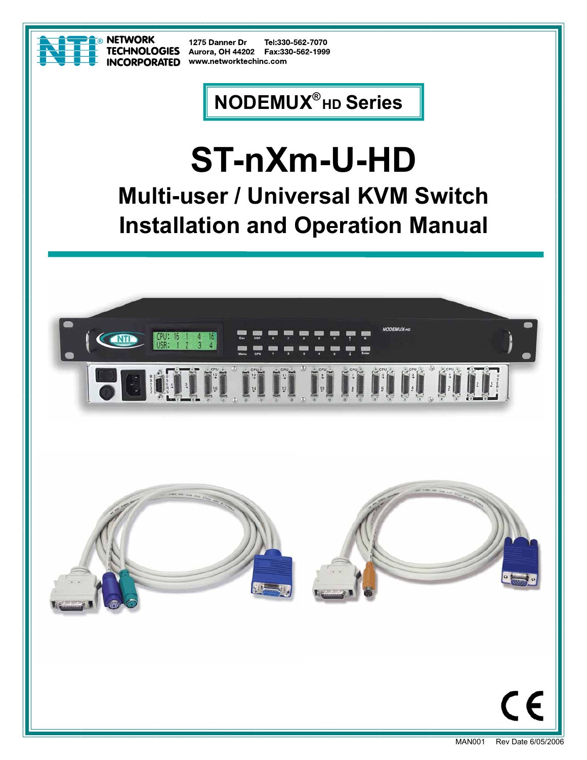NETWORK TECHNOLOGIES INCORPORATED

1275 Danner Dr
Aurora, OH 44202
www.networktechinc.com

Tel:330-562-7070
Fax:330-562-1999

# NODEMUX® HD Series

# ST-nXm-U-HD

## Multi-user / Universal KVM Switch Installation and Operation Manual

MAN001 Rev Date 6/05/2006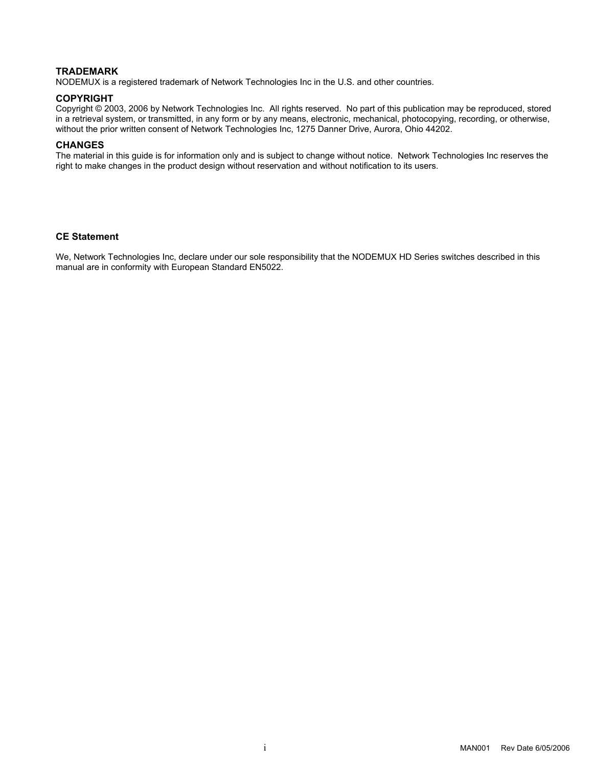**TRADEMARK**
NODEMUX is a registered trademark of Network Technologies Inc in the U.S. and other countries.

**COPYRIGHT**
Copyright © 2003, 2006 by Network Technologies Inc. All rights reserved. No part of this publication may be reproduced, stored in a retrieval system, or transmitted, in any form or by any means, electronic, mechanical, photocopying, recording, or otherwise, without the prior written consent of Network Technologies Inc, 1275 Danner Drive, Aurora, Ohio 44202.

**CHANGES**
The material in this guide is for information only and is subject to change without notice. Network Technologies Inc reserves the right to make changes in the product design without reservation and without notification to its users.

**CE Statement**

We, Network Technologies Inc, declare under our sole responsibility that the NODEMUX HD Series switches described in this manual are in conformity with European Standard EN5022.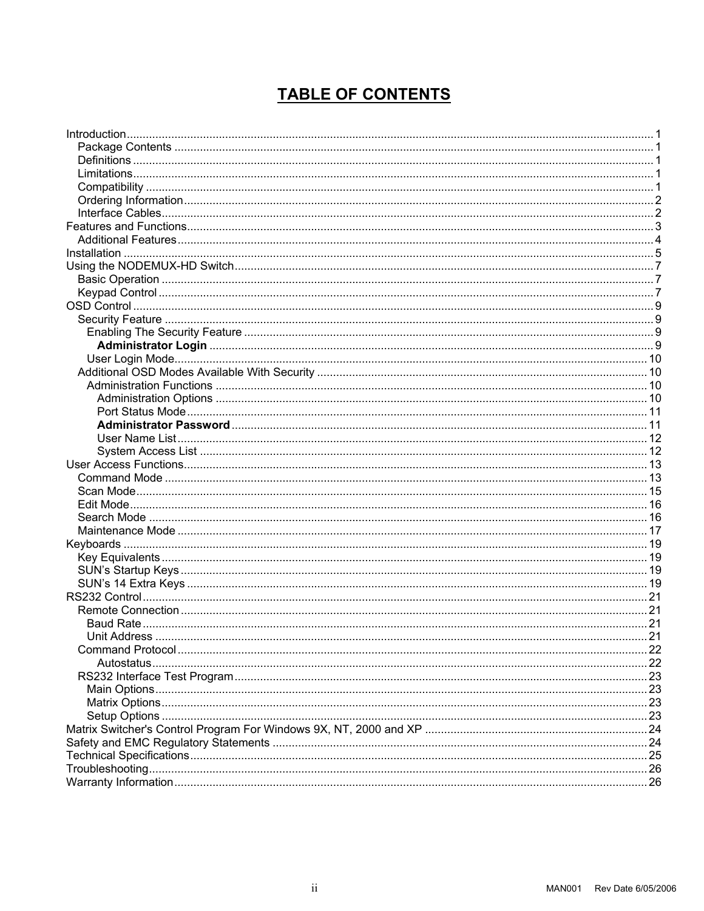# TABLE OF CONTENTS

Introduction .......... 1
- Package Contents .......... 1
- Definitions .......... 1
- Limitations .......... 1
- Compatibility .......... 1
- Ordering Information .......... 2
- Interface Cables .......... 2

Features and Functions .......... 3
- Additional Features .......... 4

Installation .......... 5

Using the NODEMUX-HD Switch .......... 7
- Basic Operation .......... 7
- Keypad Control .......... 7

OSD Control .......... 9
- Security Feature .......... 9
  - Enabling The Security Feature .......... 9
    - **Administrator Login** .......... 9
  - User Login Mode .......... 10
- Additional OSD Modes Available With Security .......... 10
  - Administration Functions .......... 10
    - Administration Options .......... 10
    - Port Status Mode .......... 11
    - **Administrator Password** .......... 11
    - User Name List .......... 12
    - System Access List .......... 12

User Access Functions .......... 13
- Command Mode .......... 13
- Scan Mode .......... 15
- Edit Mode .......... 16
- Search Mode .......... 16
- Maintenance Mode .......... 17

Keyboards .......... 19
- Key Equivalents .......... 19
- SUN's Startup Keys .......... 19
- SUN's 14 Extra Keys .......... 19

RS232 Control .......... 21
- Remote Connection .......... 21
  - Baud Rate .......... 21
  - Unit Address .......... 21
- Command Protocol .......... 22
    - Autostatus .......... 22
- RS232 Interface Test Program .......... 23
  - Main Options .......... 23
  - Matrix Options .......... 23
  - Setup Options .......... 23

Matrix Switcher's Control Program For Windows 9X, NT, 2000 and XP .......... 24

Safety and EMC Regulatory Statements .......... 24

Technical Specifications .......... 25

Troubleshooting .......... 26

Warranty Information .......... 26

MAN001 Rev Date 6/05/2006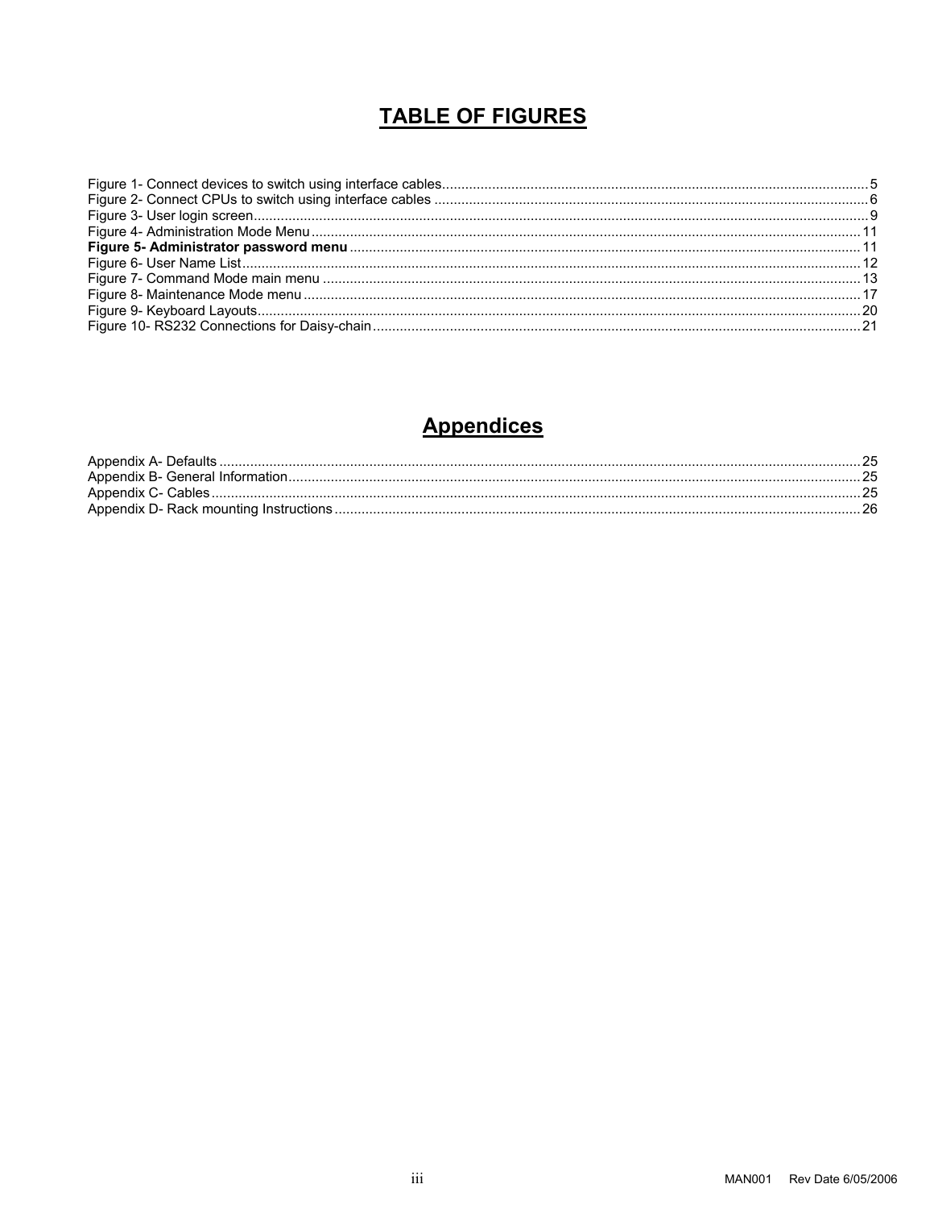# TABLE OF FIGURES

Figure 1- Connect devices to switch using interface cables....5
Figure 2- Connect CPUs to switch using interface cables....6
Figure 3- User login screen....9
Figure 4- Administration Mode Menu....11
**Figure 5- Administrator password menu**....11
Figure 6- User Name List....12
Figure 7- Command Mode main menu....13
Figure 8- Maintenance Mode menu....17
Figure 9- Keyboard Layouts....20
Figure 10- RS232 Connections for Daisy-chain....21

# Appendices

Appendix A- Defaults....25
Appendix B- General Information....25
Appendix C- Cables....25
Appendix D- Rack mounting Instructions....26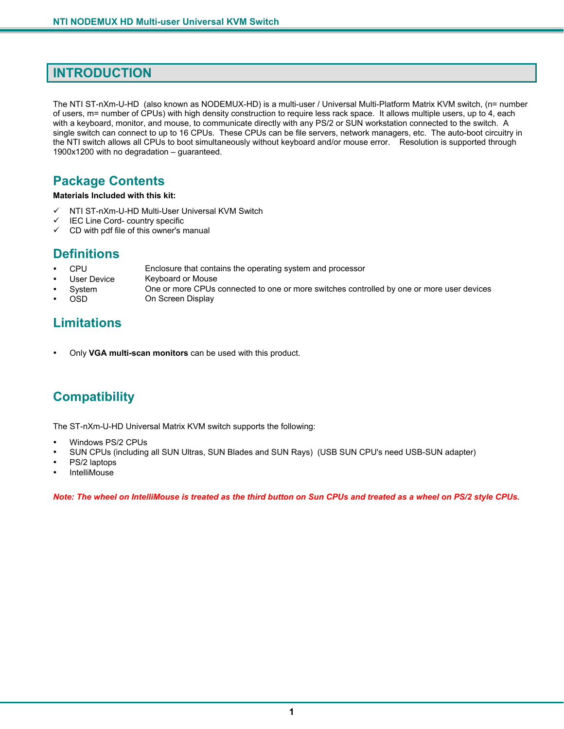# INTRODUCTION

The NTI ST-nXm-U-HD (also known as NODEMUX-HD) is a multi-user / Universal Multi-Platform Matrix KVM switch, (n= number of users, m= number of CPUs) with high density construction to require less rack space. It allows multiple users, up to 4, each with a keyboard, monitor, and mouse, to communicate directly with any PS/2 or SUN workstation connected to the switch. A single switch can connect to up to 16 CPUs. These CPUs can be file servers, network managers, etc. The auto-boot circuitry in the NTI switch allows all CPUs to boot simultaneously without keyboard and/or mouse error. Resolution is supported through 1900x1200 with no degradation – guaranteed.

## Package Contents

**Materials Included with this kit:**

- ✓ NTI ST-nXm-U-HD Multi-User Universal KVM Switch
- ✓ IEC Line Cord- country specific
- ✓ CD with pdf file of this owner's manual

## Definitions

- CPU — Enclosure that contains the operating system and processor
- User Device — Keyboard or Mouse
- System — One or more CPUs connected to one or more switches controlled by one or more user devices
- OSD — On Screen Display

## Limitations

- Only **VGA multi-scan monitors** can be used with this product.

## Compatibility

The ST-nXm-U-HD Universal Matrix KVM switch supports the following:

- Windows PS/2 CPUs
- SUN CPUs (including all SUN Ultras, SUN Blades and SUN Rays) (USB SUN CPU's need USB-SUN adapter)
- PS/2 laptops
- IntelliMouse

***Note: The wheel on IntelliMouse is treated as the third button on Sun CPUs and treated as a wheel on PS/2 style CPUs.***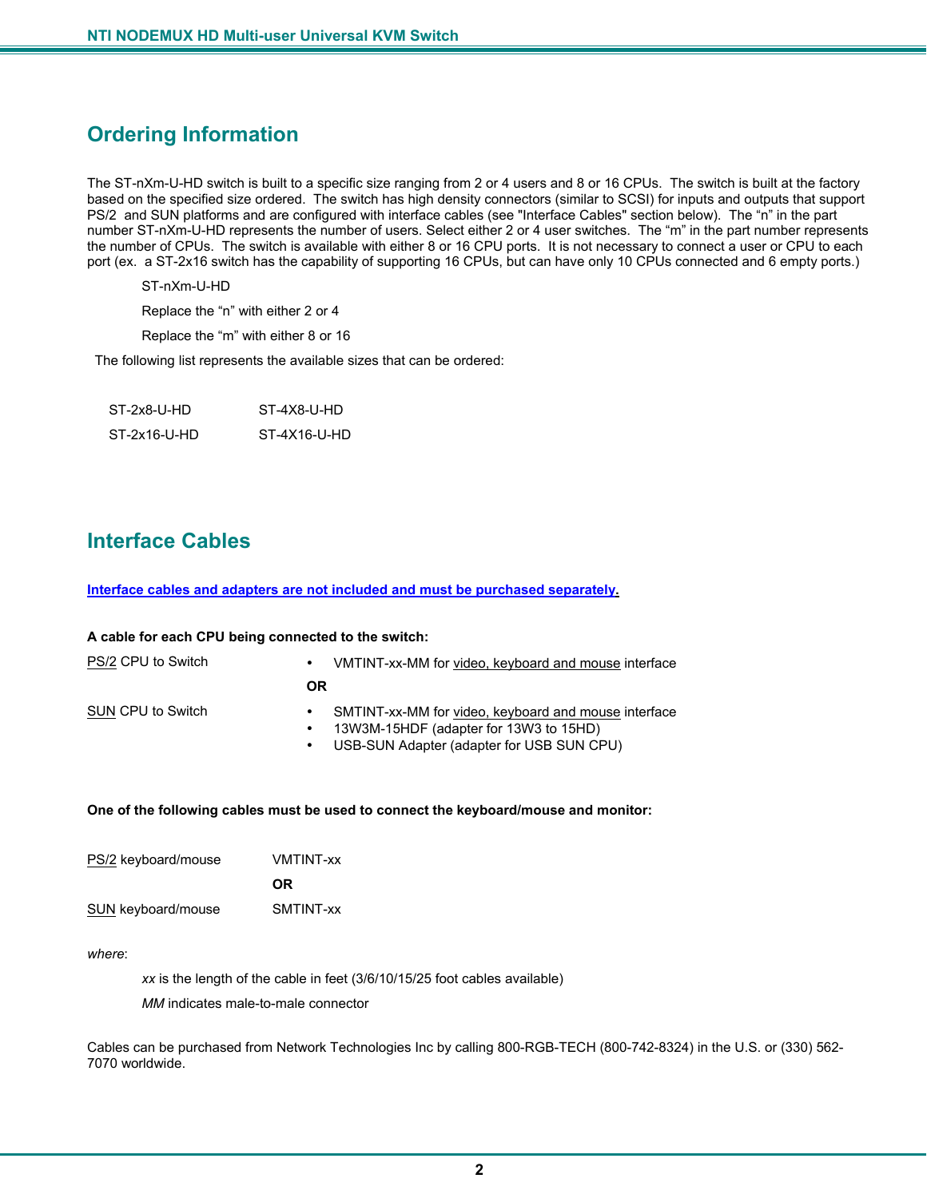## Ordering Information

The ST-nXm-U-HD switch is built to a specific size ranging from 2 or 4 users and 8 or 16 CPUs. The switch is built at the factory based on the specified size ordered. The switch has high density connectors (similar to SCSI) for inputs and outputs that support PS/2 and SUN platforms and are configured with interface cables (see "Interface Cables" section below). The "n" in the part number ST-nXm-U-HD represents the number of users. Select either 2 or 4 user switches. The "m" in the part number represents the number of CPUs. The switch is available with either 8 or 16 CPU ports. It is not necessary to connect a user or CPU to each port (ex. a ST-2x16 switch has the capability of supporting 16 CPUs, but can have only 10 CPUs connected and 6 empty ports.)

ST-nXm-U-HD

Replace the "n" with either 2 or 4

Replace the "m" with either 8 or 16

The following list represents the available sizes that can be ordered:

| | |
|---|---|
| ST-2x8-U-HD | ST-4X8-U-HD |
| ST-2x16-U-HD | ST-4X16-U-HD |

## Interface Cables

**Interface cables and adapters are not included and must be purchased separately.**

**A cable for each CPU being connected to the switch:**

PS/2 CPU to Switch
- VMTINT-xx-MM for video, keyboard and mouse interface

**OR**

SUN CPU to Switch
- SMTINT-xx-MM for video, keyboard and mouse interface
- 13W3M-15HDF (adapter for 13W3 to 15HD)
- USB-SUN Adapter (adapter for USB SUN CPU)

**One of the following cables must be used to connect the keyboard/mouse and monitor:**

PS/2 keyboard/mouse    VMTINT-xx

**OR**

SUN keyboard/mouse    SMTINT-xx

*where*:

*xx* is the length of the cable in feet (3/6/10/15/25 foot cables available)

*MM* indicates male-to-male connector

Cables can be purchased from Network Technologies Inc by calling 800-RGB-TECH (800-742-8324) in the U.S. or (330) 562-7070 worldwide.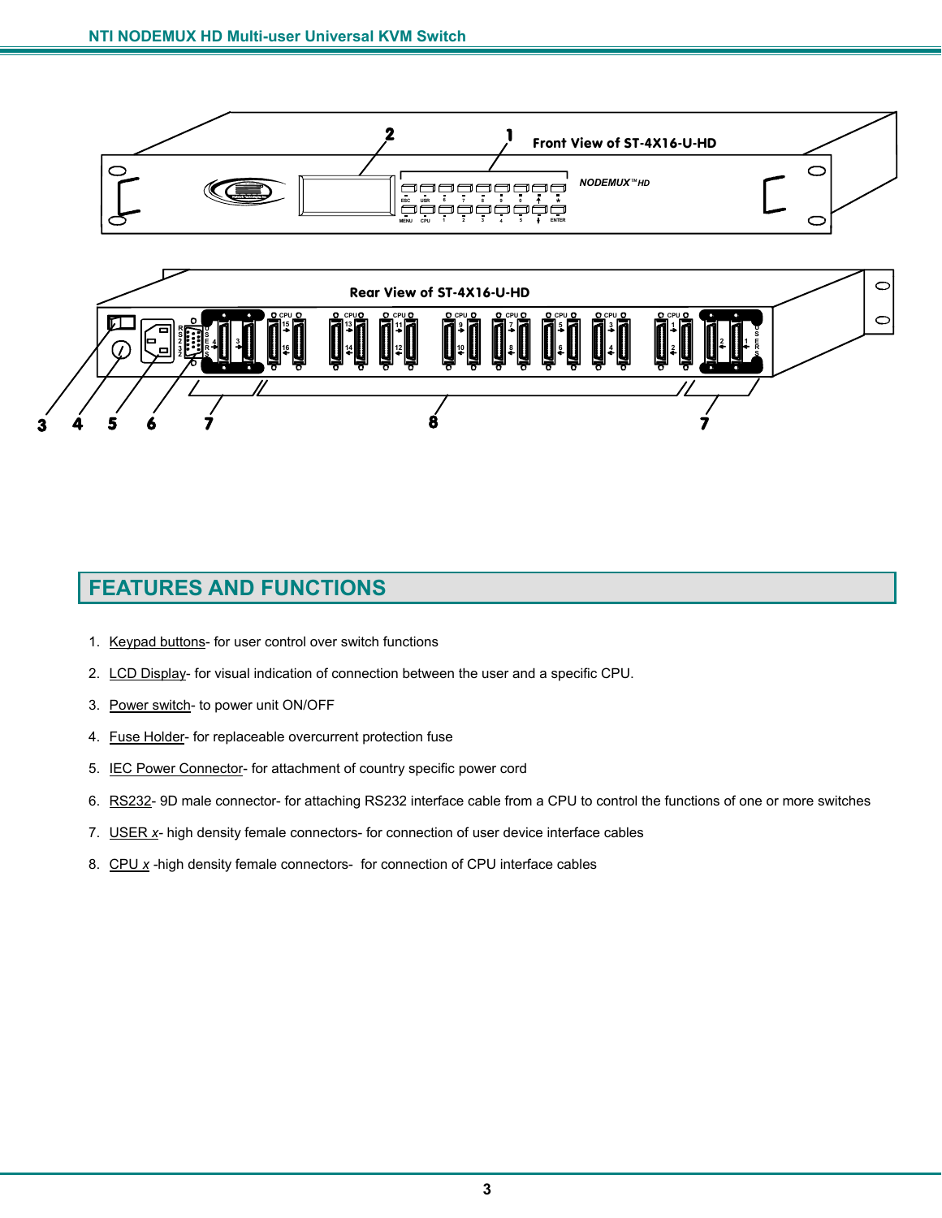Front View of ST-4X16-U-HD

Rear View of ST-4X16-U-HD

## FEATURES AND FUNCTIONS

1. Keypad buttons- for user control over switch functions
2. LCD Display- for visual indication of connection between the user and a specific CPU.
3. Power switch- to power unit ON/OFF
4. Fuse Holder- for replaceable overcurrent protection fuse
5. IEC Power Connector- for attachment of country specific power cord
6. RS232- 9D male connector- for attaching RS232 interface cable from a CPU to control the functions of one or more switches
7. USER *x*- high density female connectors- for connection of user device interface cables
8. CPU *x* -high density female connectors- for connection of CPU interface cables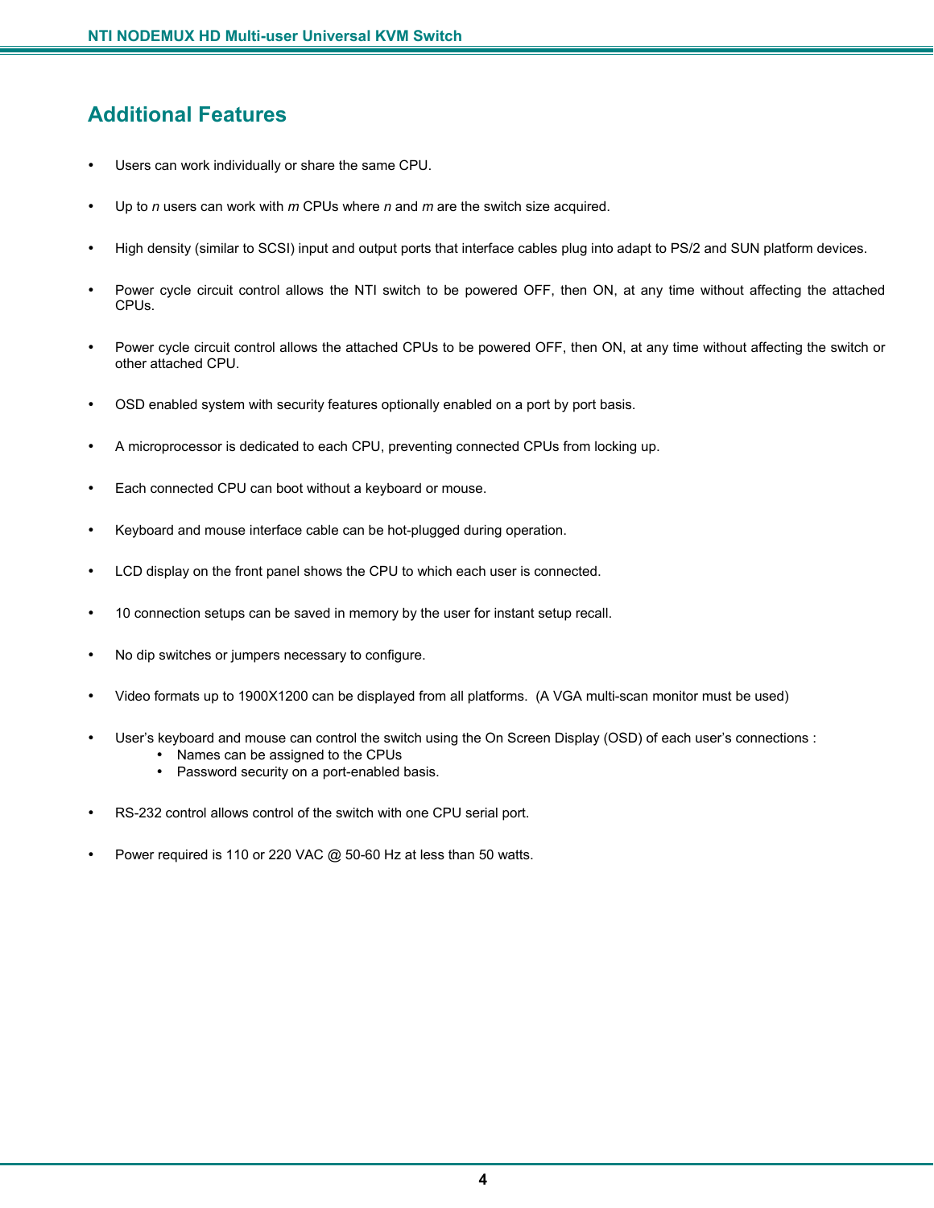## Additional Features

- Users can work individually or share the same CPU.
- Up to *n* users can work with *m* CPUs where *n* and *m* are the switch size acquired.
- High density (similar to SCSI) input and output ports that interface cables plug into adapt to PS/2 and SUN platform devices.
- Power cycle circuit control allows the NTI switch to be powered OFF, then ON, at any time without affecting the attached CPUs.
- Power cycle circuit control allows the attached CPUs to be powered OFF, then ON, at any time without affecting the switch or other attached CPU.
- OSD enabled system with security features optionally enabled on a port by port basis.
- A microprocessor is dedicated to each CPU, preventing connected CPUs from locking up.
- Each connected CPU can boot without a keyboard or mouse.
- Keyboard and mouse interface cable can be hot-plugged during operation.
- LCD display on the front panel shows the CPU to which each user is connected.
- 10 connection setups can be saved in memory by the user for instant setup recall.
- No dip switches or jumpers necessary to configure.
- Video formats up to 1900X1200 can be displayed from all platforms. (A VGA multi-scan monitor must be used)
- User's keyboard and mouse can control the switch using the On Screen Display (OSD) of each user's connections :
  - Names can be assigned to the CPUs
  - Password security on a port-enabled basis.
- RS-232 control allows control of the switch with one CPU serial port.
- Power required is 110 or 220 VAC @ 50-60 Hz at less than 50 watts.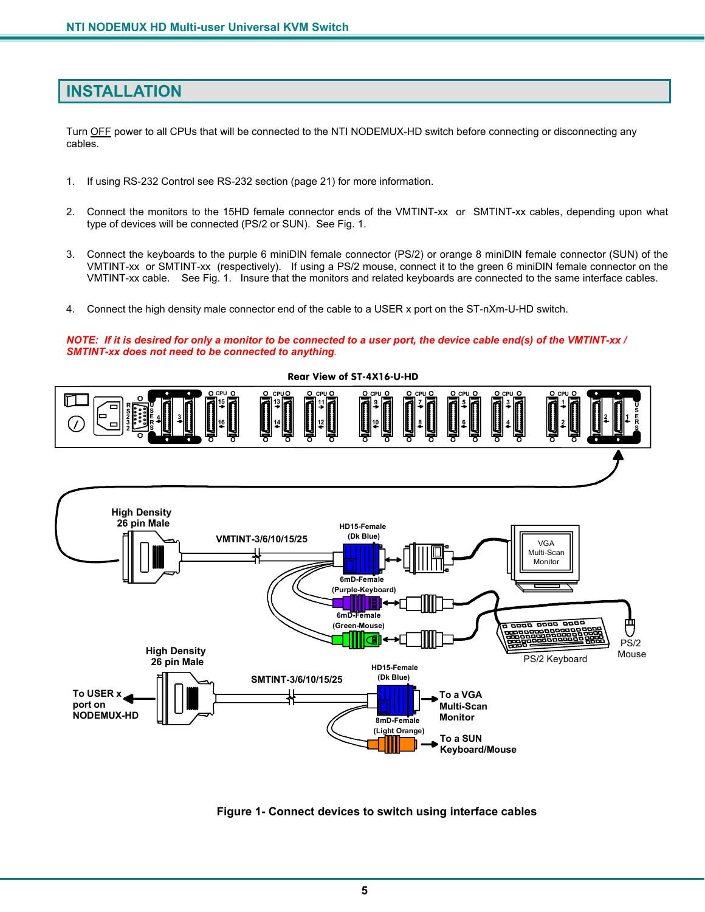# INSTALLATION

Turn OFF power to all CPUs that will be connected to the NTI NODEMUX-HD switch before connecting or disconnecting any cables.

1. If using RS-232 Control see RS-232 section (page 21) for more information.

2. Connect the monitors to the 15HD female connector ends of the VMTINT-xx or SMTINT-xx cables, depending upon what type of devices will be connected (PS/2 or SUN). See Fig. 1.

3. Connect the keyboards to the purple 6 miniDIN female connector (PS/2) or orange 8 miniDIN female connector (SUN) of the VMTINT-xx or SMTINT-xx (respectively). If using a PS/2 mouse, connect it to the green 6 miniDIN female connector on the VMTINT-xx cable. See Fig. 1. Insure that the monitors and related keyboards are connected to the same interface cables.

4. Connect the high density male connector end of the cable to a USER x port on the ST-nXm-U-HD switch.

***NOTE: If it is desired for only a monitor to be connected to a user port, the device cable end(s) of the VMTINT-xx / SMTINT-xx does not need to be connected to anything.***

**Figure 1- Connect devices to switch using interface cables**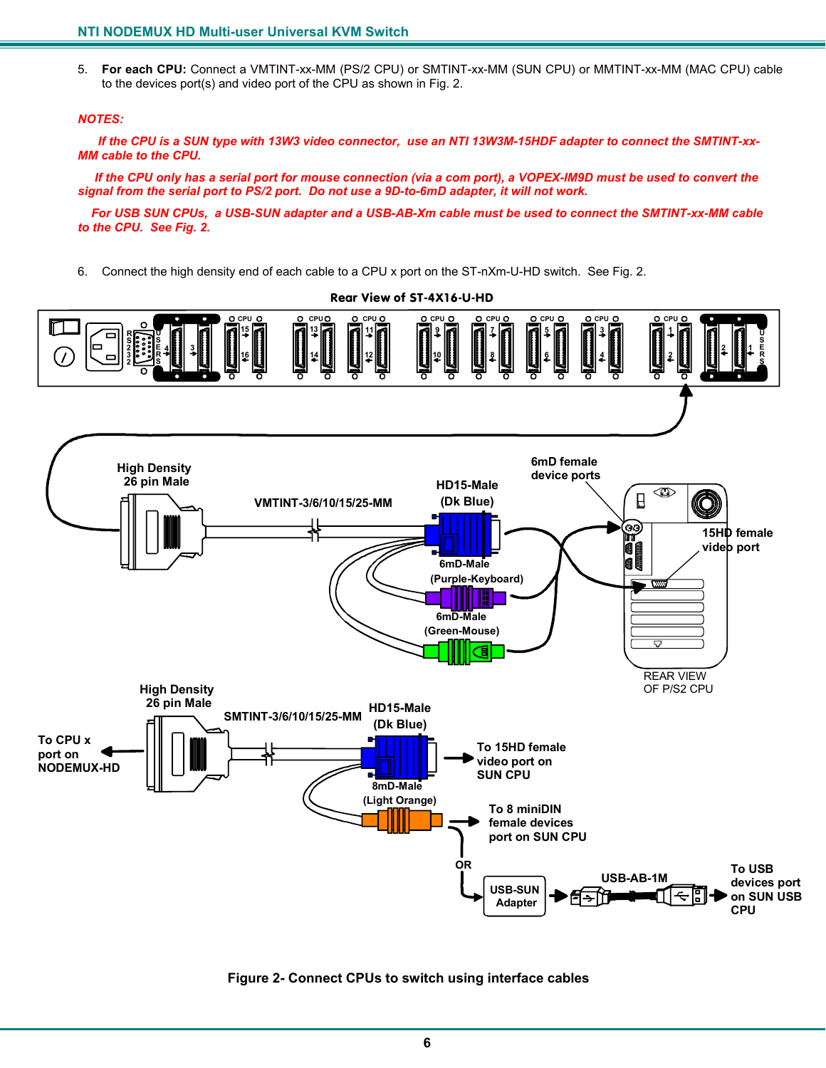5. **For each CPU:** Connect a VMTINT-xx-MM (PS/2 CPU) or SMTINT-xx-MM (SUN CPU) or MMTINT-xx-MM (MAC CPU) cable to the devices port(s) and video port of the CPU as shown in Fig. 2.

***NOTES:***

***If the CPU is a SUN type with 13W3 video connector, use an NTI 13W3M-15HDF adapter to connect the SMTINT-xx-MM cable to the CPU.***

***If the CPU only has a serial port for mouse connection (via a com port), a VOPEX-IM9D must be used to convert the signal from the serial port to PS/2 port. Do not use a 9D-to-6mD adapter, it will not work.***

***For USB SUN CPUs, a USB-SUN adapter and a USB-AB-Xm cable must be used to connect the SMTINT-xx-MM cable to the CPU. See Fig. 2.***

6. Connect the high density end of each cable to a CPU x port on the ST-nXm-U-HD switch. See Fig. 2.

**Figure 2- Connect CPUs to switch using interface cables**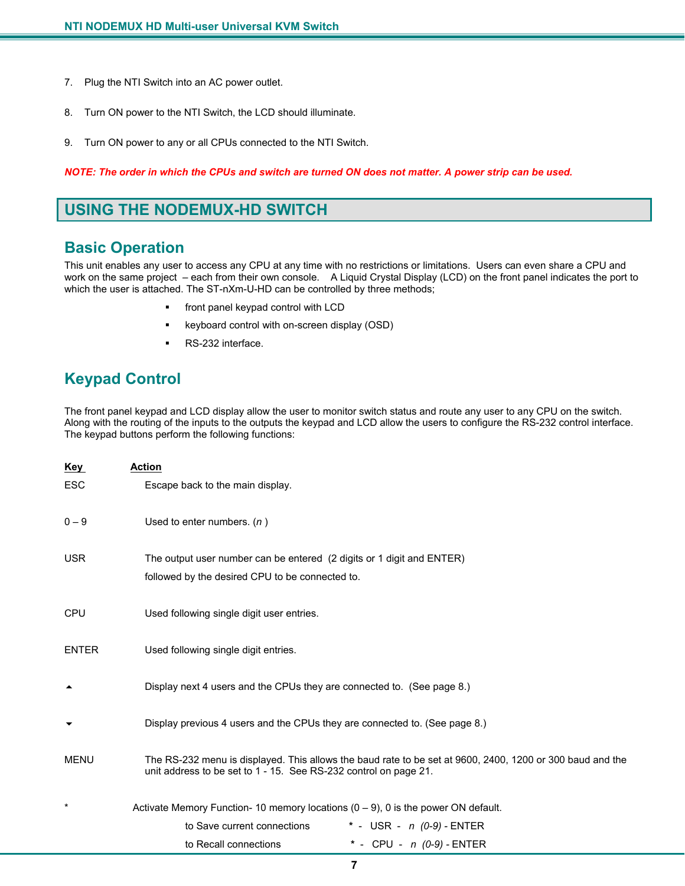7. Plug the NTI Switch into an AC power outlet.

8. Turn ON power to the NTI Switch, the LCD should illuminate.

9. Turn ON power to any or all CPUs connected to the NTI Switch.

***NOTE: The order in which the CPUs and switch are turned ON does not matter. A power strip can be used.***

# USING THE NODEMUX-HD SWITCH

## Basic Operation

This unit enables any user to access any CPU at any time with no restrictions or limitations. Users can even share a CPU and work on the same project – each from their own console. A Liquid Crystal Display (LCD) on the front panel indicates the port to which the user is attached. The ST-nXm-U-HD can be controlled by three methods;

- front panel keypad control with LCD
- keyboard control with on-screen display (OSD)
- RS-232 interface.

## Keypad Control

The front panel keypad and LCD display allow the user to monitor switch status and route any user to any CPU on the switch. Along with the routing of the inputs to the outputs the keypad and LCD allow the users to configure the RS-232 control interface. The keypad buttons perform the following functions:

| Key | Action |
|---|---|
| ESC | Escape back to the main display. |
| 0 – 9 | Used to enter numbers. (*n* ) |
| USR | The output user number can be entered (2 digits or 1 digit and ENTER) followed by the desired CPU to be connected to. |
| CPU | Used following single digit user entries. |
| ENTER | Used following single digit entries. |
| ▲ | Display next 4 users and the CPUs they are connected to. (See page 8.) |
| ▼ | Display previous 4 users and the CPUs they are connected to. (See page 8.) |
| MENU | The RS-232 menu is displayed. This allows the baud rate to be set at 9600, 2400, 1200 or 300 baud and the unit address to be set to 1 - 15. See RS-232 control on page 21. |
| * | Activate Memory Function- 10 memory locations (0 – 9), 0 is the power ON default.<br>to Save current connections **\*** - USR - *n (0-9)* - ENTER<br>to Recall connections **\*** - CPU - *n (0-9)* - ENTER |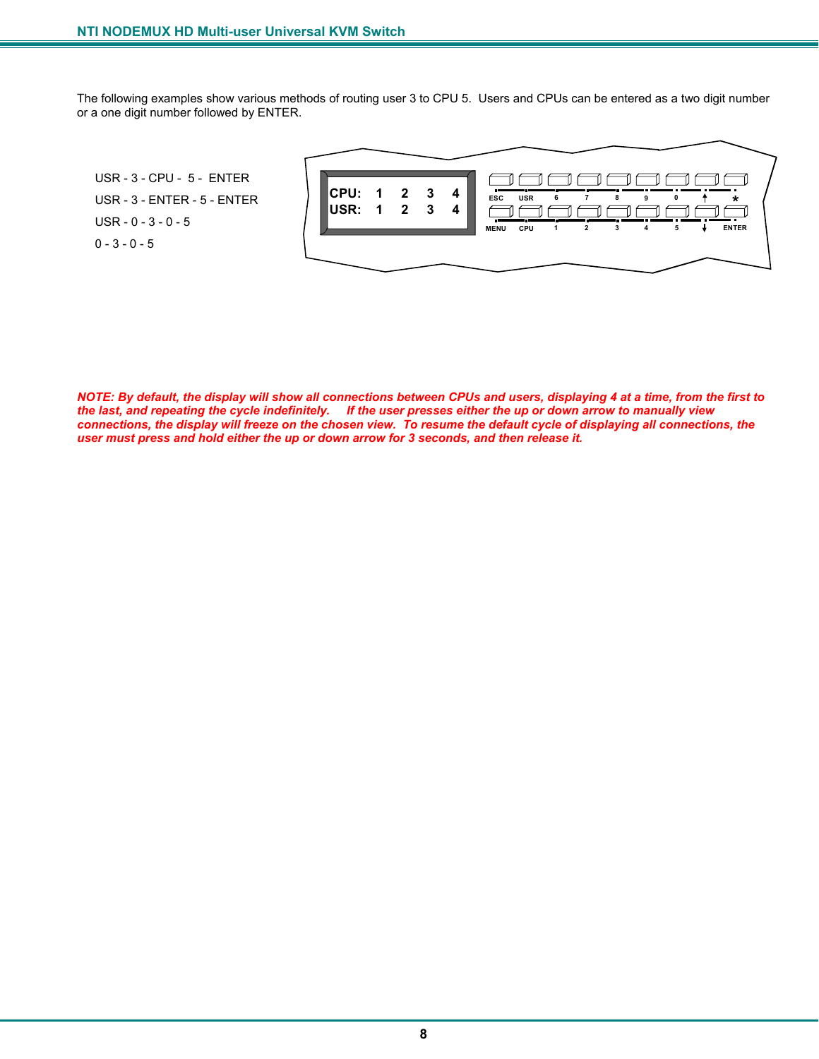The following examples show various methods of routing user 3 to CPU 5.  Users and CPUs can be entered as a two digit number or a one digit number followed by ENTER.

USR - 3 - CPU -  5 -  ENTER

USR - 3 - ENTER - 5 - ENTER

USR - 0 - 3 - 0 - 5

0 - 3 - 0 - 5

***NOTE: By default, the display will show all connections between CPUs and users, displaying 4 at a time, from the first to the last, and repeating the cycle indefinitely.    If the user presses either the up or down arrow to manually view connections, the display will freeze on the chosen view.  To resume the default cycle of displaying all connections, the user must press and hold either the up or down arrow for 3 seconds, and then release it.***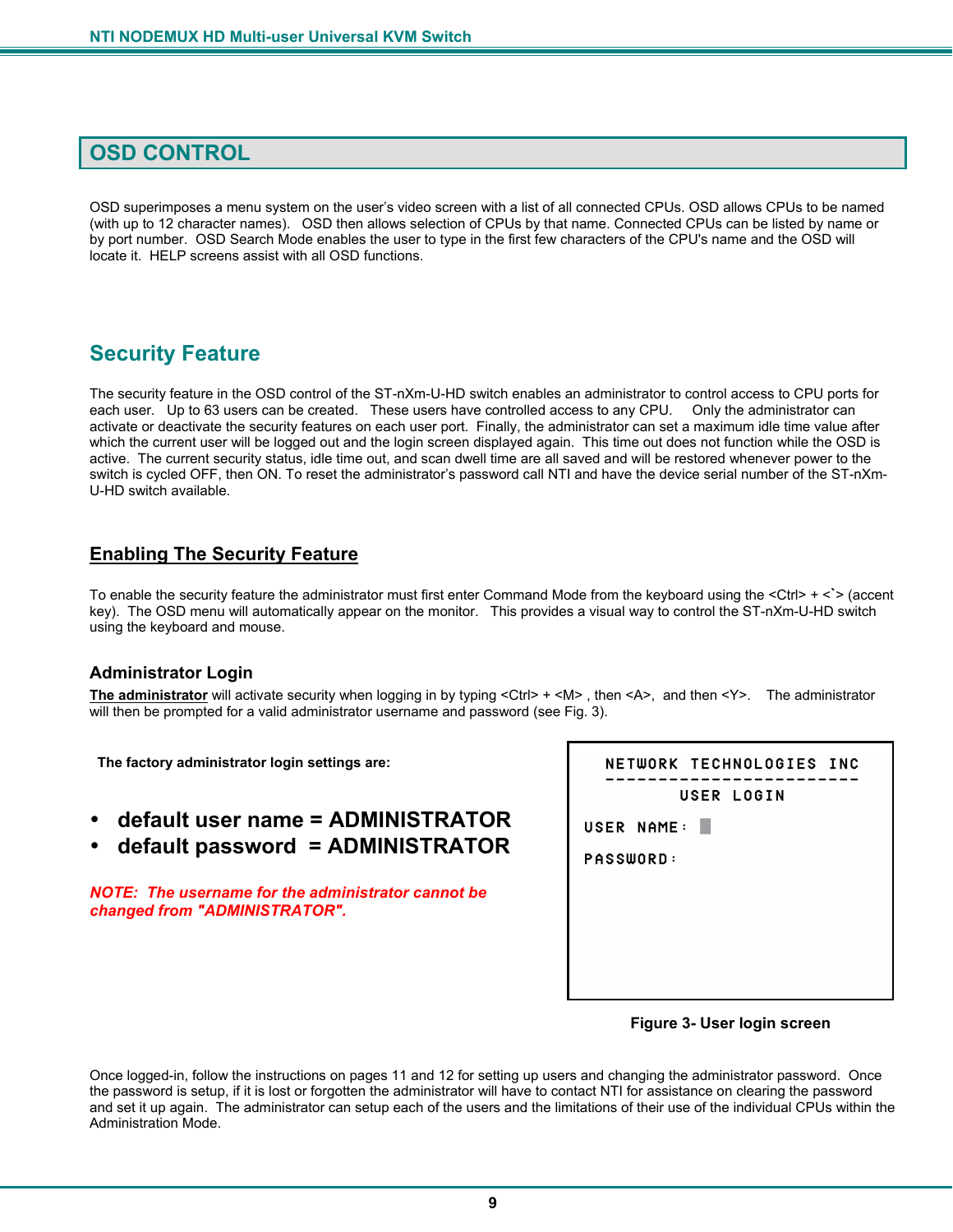# OSD CONTROL

OSD superimposes a menu system on the user's video screen with a list of all connected CPUs. OSD allows CPUs to be named (with up to 12 character names). OSD then allows selection of CPUs by that name. Connected CPUs can be listed by name or by port number. OSD Search Mode enables the user to type in the first few characters of the CPU's name and the OSD will locate it. HELP screens assist with all OSD functions.

## Security Feature

The security feature in the OSD control of the ST-nXm-U-HD switch enables an administrator to control access to CPU ports for each user. Up to 63 users can be created. These users have controlled access to any CPU. Only the administrator can activate or deactivate the security features on each user port. Finally, the administrator can set a maximum idle time value after which the current user will be logged out and the login screen displayed again. This time out does not function while the OSD is active. The current security status, idle time out, and scan dwell time are all saved and will be restored whenever power to the switch is cycled OFF, then ON. To reset the administrator's password call NTI and have the device serial number of the ST-nXm-U-HD switch available.

### Enabling The Security Feature

To enable the security feature the administrator must first enter Command Mode from the keyboard using the <Ctrl> + <`> (accent key). The OSD menu will automatically appear on the monitor. This provides a visual way to control the ST-nXm-U-HD switch using the keyboard and mouse.

#### Administrator Login

**The administrator** will activate security when logging in by typing <Ctrl> + <M> , then <A>, and then <Y>. The administrator will then be prompted for a valid administrator username and password (see Fig. 3).

**The factory administrator login settings are:**

- **default user name = ADMINISTRATOR**
- **default password = ADMINISTRATOR**

***NOTE: The username for the administrator cannot be changed from "ADMINISTRATOR".***

```
NETWORK TECHNOLOGIES INC
------------------------
       USER LOGIN

USER NAME:

PASSWORD:
```

**Figure 3- User login screen**

Once logged-in, follow the instructions on pages 11 and 12 for setting up users and changing the administrator password. Once the password is setup, if it is lost or forgotten the administrator will have to contact NTI for assistance on clearing the password and set it up again. The administrator can setup each of the users and the limitations of their use of the individual CPUs within the Administration Mode.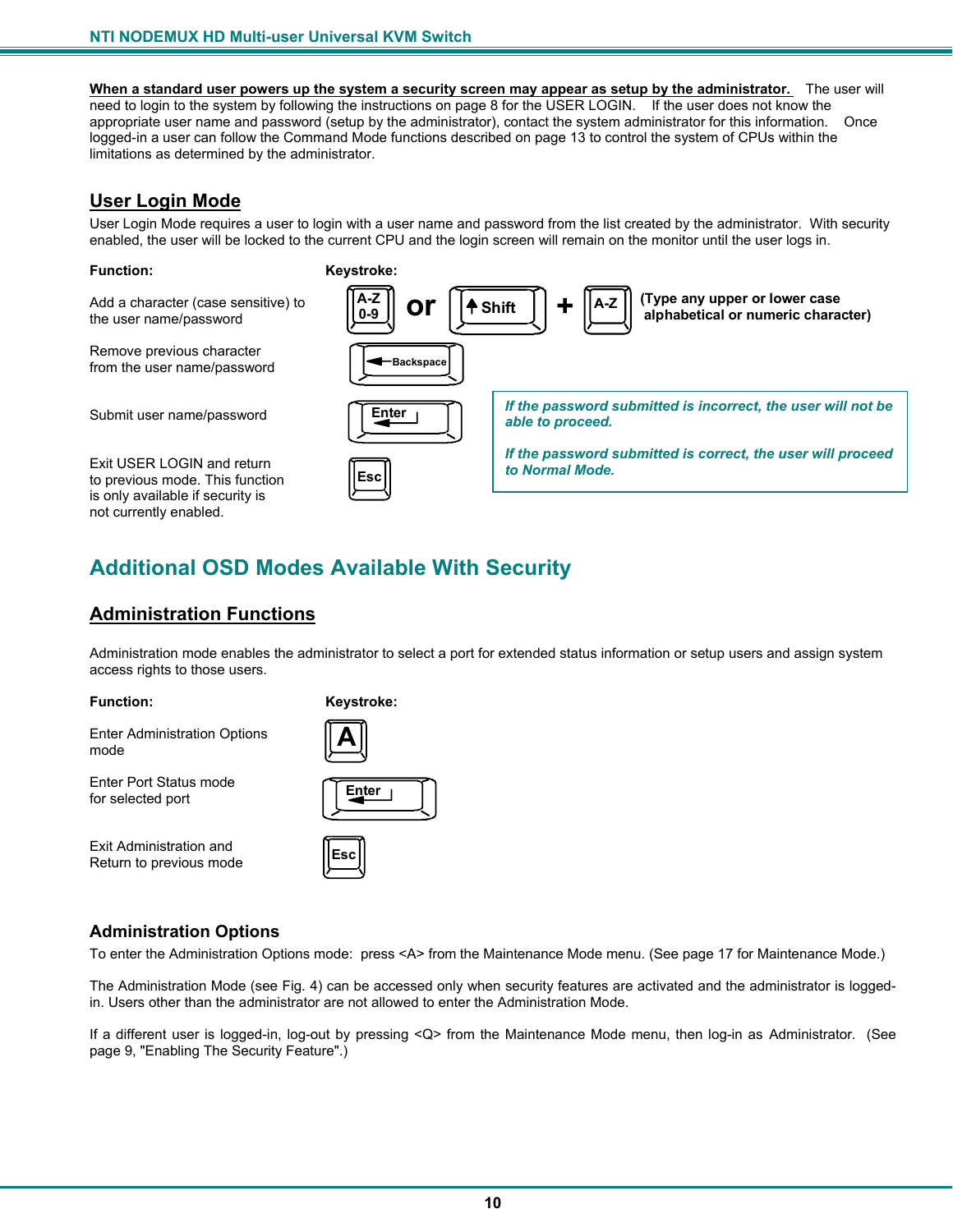**When a standard user powers up the system a security screen may appear as setup by the administrator.** The user will need to login to the system by following the instructions on page 8 for the USER LOGIN. If the user does not know the appropriate user name and password (setup by the administrator), contact the system administrator for this information. Once logged-in a user can follow the Command Mode functions described on page 13 to control the system of CPUs within the limitations as determined by the administrator.

## User Login Mode

User Login Mode requires a user to login with a user name and password from the list created by the administrator. With security enabled, the user will be locked to the current CPU and the login screen will remain on the monitor until the user logs in.

| Function: | Keystroke: |
|---|---|
| Add a character (case sensitive) to the user name/password | A-Z 0-9 or Shift + A-Z (Type any upper or lower case alphabetical or numeric character) |
| Remove previous character from the user name/password | Backspace |
| Submit user name/password | Enter |
| Exit USER LOGIN and return to previous mode. This function is only available if security is not currently enabled. | Esc |

*If the password submitted is incorrect, the user will not be able to proceed.*

*If the password submitted is correct, the user will proceed to Normal Mode.*

# Additional OSD Modes Available With Security

## Administration Functions

Administration mode enables the administrator to select a port for extended status information or setup users and assign system access rights to those users.

| Function: | Keystroke: |
|---|---|
| Enter Administration Options mode | A |
| Enter Port Status mode for selected port | Enter |
| Exit Administration and Return to previous mode | Esc |

### Administration Options

To enter the Administration Options mode: press <A> from the Maintenance Mode menu. (See page 17 for Maintenance Mode.)

The Administration Mode (see Fig. 4) can be accessed only when security features are activated and the administrator is logged-in. Users other than the administrator are not allowed to enter the Administration Mode.

If a different user is logged-in, log-out by pressing <Q> from the Maintenance Mode menu, then log-in as Administrator. (See page 9, "Enabling The Security Feature".)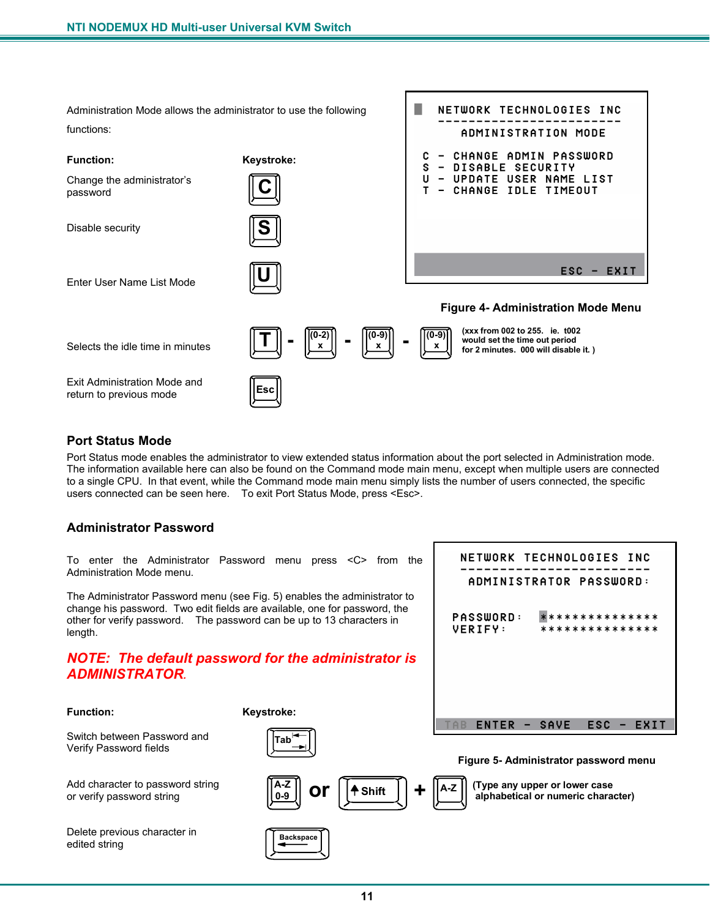Administration Mode allows the administrator to use the following functions:

| Function: | Keystroke: |
|---|---|
| Change the administrator's password | C |
| Disable security | S |
| Enter User Name List Mode | U |
| Selects the idle time in minutes | T - (0-2) x - (0-9) x - (0-9) x (xxx from 002 to 255. ie. t002 would set the time out period for 2 minutes. 000 will disable it. ) |
| Exit Administration Mode and return to previous mode | Esc |

```
NETWORK TECHNOLOGIES INC
------------------------
ADMINISTRATION MODE

C - CHANGE ADMIN PASSWORD
S - DISABLE SECURITY
U - UPDATE USER NAME LIST
T - CHANGE IDLE TIMEOUT

ESC - EXIT
```

**Figure 4- Administration Mode Menu**

## Port Status Mode

Port Status mode enables the administrator to view extended status information about the port selected in Administration mode. The information available here can also be found on the Command mode main menu, except when multiple users are connected to a single CPU. In that event, while the Command mode main menu simply lists the number of users connected, the specific users connected can be seen here. To exit Port Status Mode, press <Esc>.

## Administrator Password

To enter the Administrator Password menu press <C> from the Administration Mode menu.

The Administrator Password menu (see Fig. 5) enables the administrator to change his password. Two edit fields are available, one for password, the other for verify password. The password can be up to 13 characters in length.

***NOTE: The default password for the administrator is ADMINISTRATOR.***

```
NETWORK TECHNOLOGIES INC
------------------------
ADMINISTRATOR PASSWORD:

PASSWORD: ***************
VERIFY:   ***************

TAB ENTER - SAVE   ESC - EXIT
```

**Figure 5- Administrator password menu**

| Function: | Keystroke: |
|---|---|
| Switch between Password and Verify Password fields | Tab |
| Add character to password string or verify password string | A-Z 0-9 or Shift + A-Z (Type any upper or lower case alphabetical or numeric character) |
| Delete previous character in edited string | Backspace |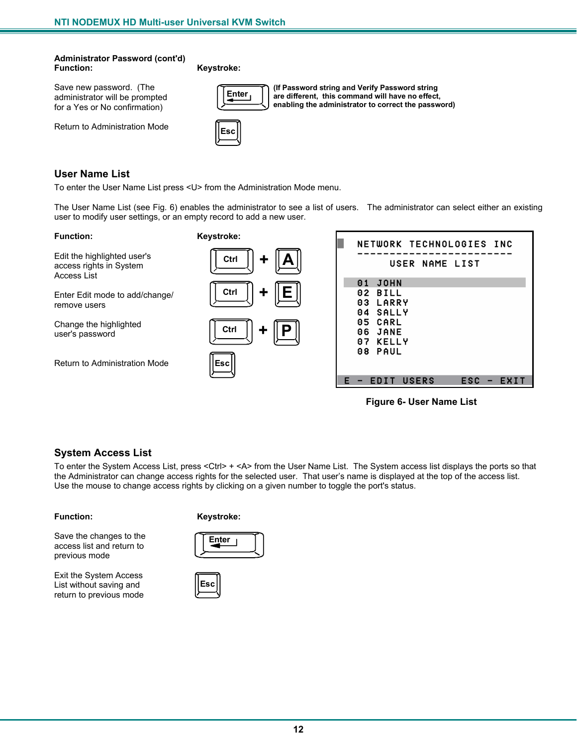**Administrator Password (cont'd)**

| Function: | Keystroke: |
|---|---|
| Save new password. (The administrator will be prompted for a Yes or No confirmation) | Enter **(If Password string and Verify Password string are different, this command will have no effect, enabling the administrator to correct the password)** |
| Return to Administration Mode | Esc |

## User Name List

To enter the User Name List press <U> from the Administration Mode menu.

The User Name List (see Fig. 6) enables the administrator to see a list of users. The administrator can select either an existing user to modify user settings, or an empty record to add a new user.

| Function: | Keystroke: |
|---|---|
| Edit the highlighted user's access rights in System Access List | Ctrl + A |
| Enter Edit mode to add/change/remove users | Ctrl + E |
| Change the highlighted user's password | Ctrl + P |
| Return to Administration Mode | Esc |

```
NETWORK TECHNOLOGIES INC
------------------------
     USER NAME LIST

01 JOHN
02 BILL
03 LARRY
04 SALLY
05 CARL
06 JANE
07 KELLY
08 PAUL

E - EDIT USERS      ESC - EXIT
```

**Figure 6- User Name List**

## System Access List

To enter the System Access List, press <Ctrl> + <A> from the User Name List. The System access list displays the ports so that the Administrator can change access rights for the selected user. That user's name is displayed at the top of the access list. Use the mouse to change access rights by clicking on a given number to toggle the port's status.

| Function: | Keystroke: |
|---|---|
| Save the changes to the access list and return to previous mode | Enter |
| Exit the System Access List without saving and return to previous mode | Esc |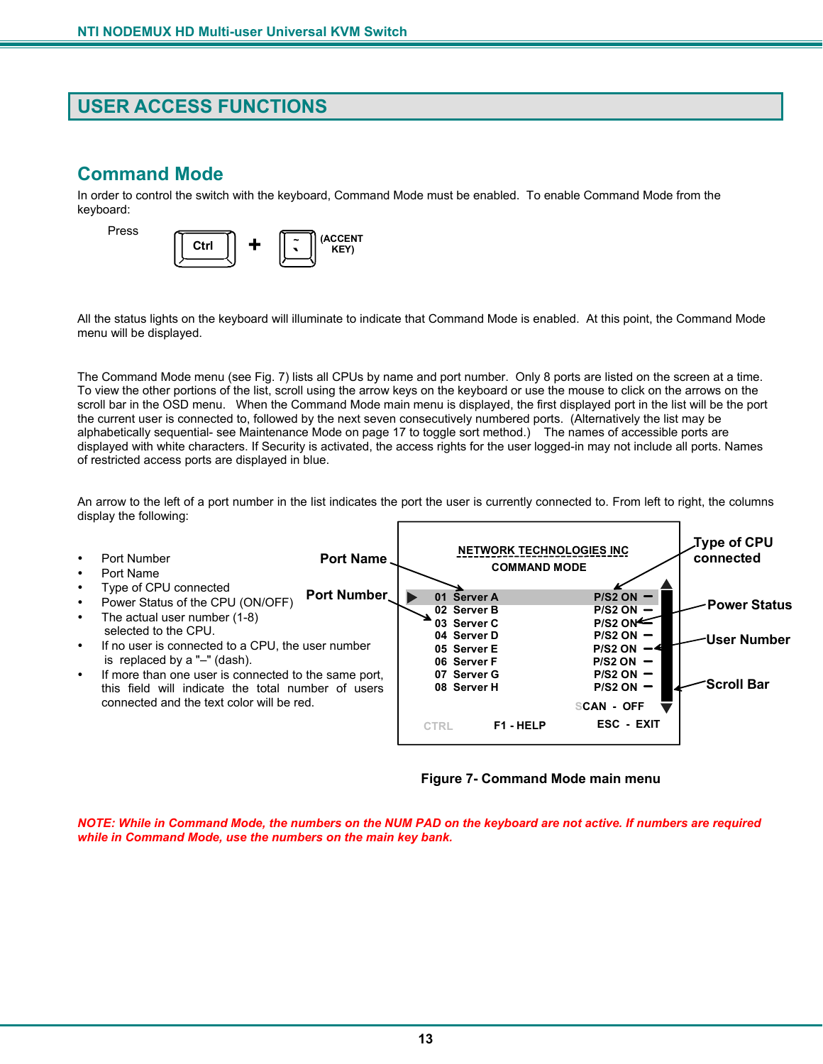# USER ACCESS FUNCTIONS

## Command Mode

In order to control the switch with the keyboard, Command Mode must be enabled. To enable Command Mode from the keyboard:

Press **Ctrl** + **~ `** (ACCENT KEY)

All the status lights on the keyboard will illuminate to indicate that Command Mode is enabled. At this point, the Command Mode menu will be displayed.

The Command Mode menu (see Fig. 7) lists all CPUs by name and port number. Only 8 ports are listed on the screen at a time. To view the other portions of the list, scroll using the arrow keys on the keyboard or use the mouse to click on the arrows on the scroll bar in the OSD menu. When the Command Mode main menu is displayed, the first displayed port in the list will be the port the current user is connected to, followed by the next seven consecutively numbered ports. (Alternatively the list may be alphabetically sequential- see Maintenance Mode on page 17 to toggle sort method.) The names of accessible ports are displayed with white characters. If Security is activated, the access rights for the user logged-in may not include all ports. Names of restricted access ports are displayed in blue.

An arrow to the left of a port number in the list indicates the port the user is currently connected to. From left to right, the columns display the following:

- Port Number
- Port Name
- Type of CPU connected
- Power Status of the CPU (ON/OFF)
- The actual user number (1-8) selected to the CPU.
- If no user is connected to a CPU, the user number is replaced by a "–" (dash).
- If more than one user is connected to the same port, this field will indicate the total number of users connected and the text color will be red.

```
        NETWORK TECHNOLOGIES INC
             COMMAND MODE

▶  01  Server A              P/S2 ON  –
   02  Server B              P/S2 ON  –
   03  Server C              P/S2 ON  –
   04  Server D              P/S2 ON  –
   05  Server E              P/S2 ON  –
   06  Server F              P/S2 ON  –
   07  Server G              P/S2 ON  –
   08  Server H              P/S2 ON  –
                          SCAN - OFF
   CTRL        F1 - HELP        ESC - EXIT
```

(Labels: Port Name, Port Number, Type of CPU connected, Power Status, User Number, Scroll Bar)

**Figure 7- Command Mode main menu**

***NOTE: While in Command Mode, the numbers on the NUM PAD on the keyboard are not active. If numbers are required while in Command Mode, use the numbers on the main key bank.***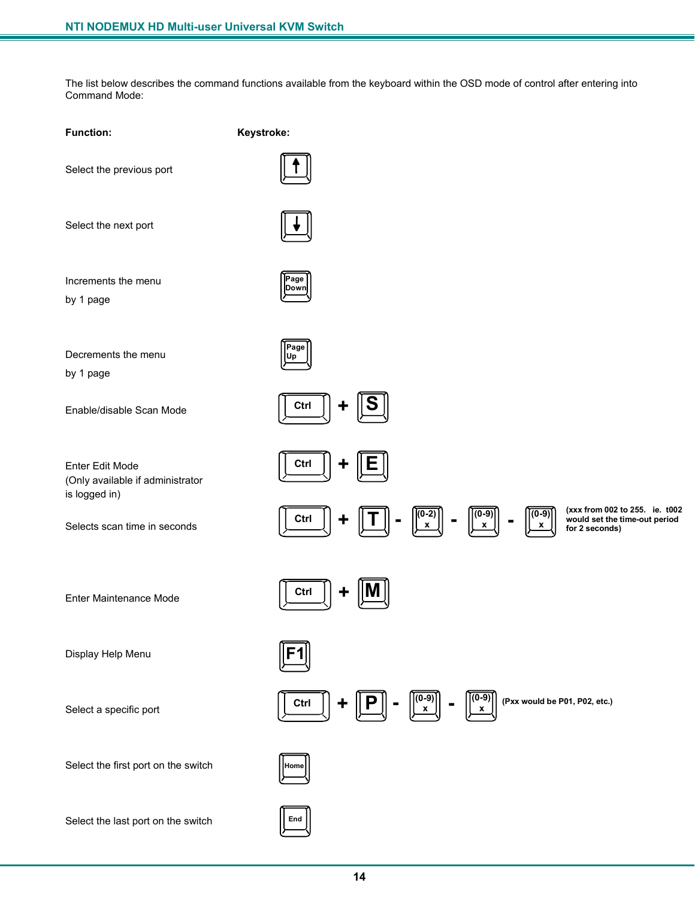The list below describes the command functions available from the keyboard within the OSD mode of control after entering into Command Mode:

| Function: | Keystroke: |
|---|---|
| Select the previous port | ↑ |
| Select the next port | ↓ |
| Increments the menu by 1 page | Page Down |
| Decrements the menu by 1 page | Page Up |
| Enable/disable Scan Mode | Ctrl + S |
| Enter Edit Mode (Only available if administrator is logged in) | Ctrl + E |
| Selects scan time in seconds | Ctrl + T - (0-2) x - (0-9) x - (0-9) x (xxx from 002 to 255. ie. t002 would set the time-out period for 2 seconds) |
| Enter Maintenance Mode | Ctrl + M |
| Display Help Menu | F1 |
| Select a specific port | Ctrl + P - (0-9) x - (0-9) x (Pxx would be P01, P02, etc.) |
| Select the first port on the switch | Home |
| Select the last port on the switch | End |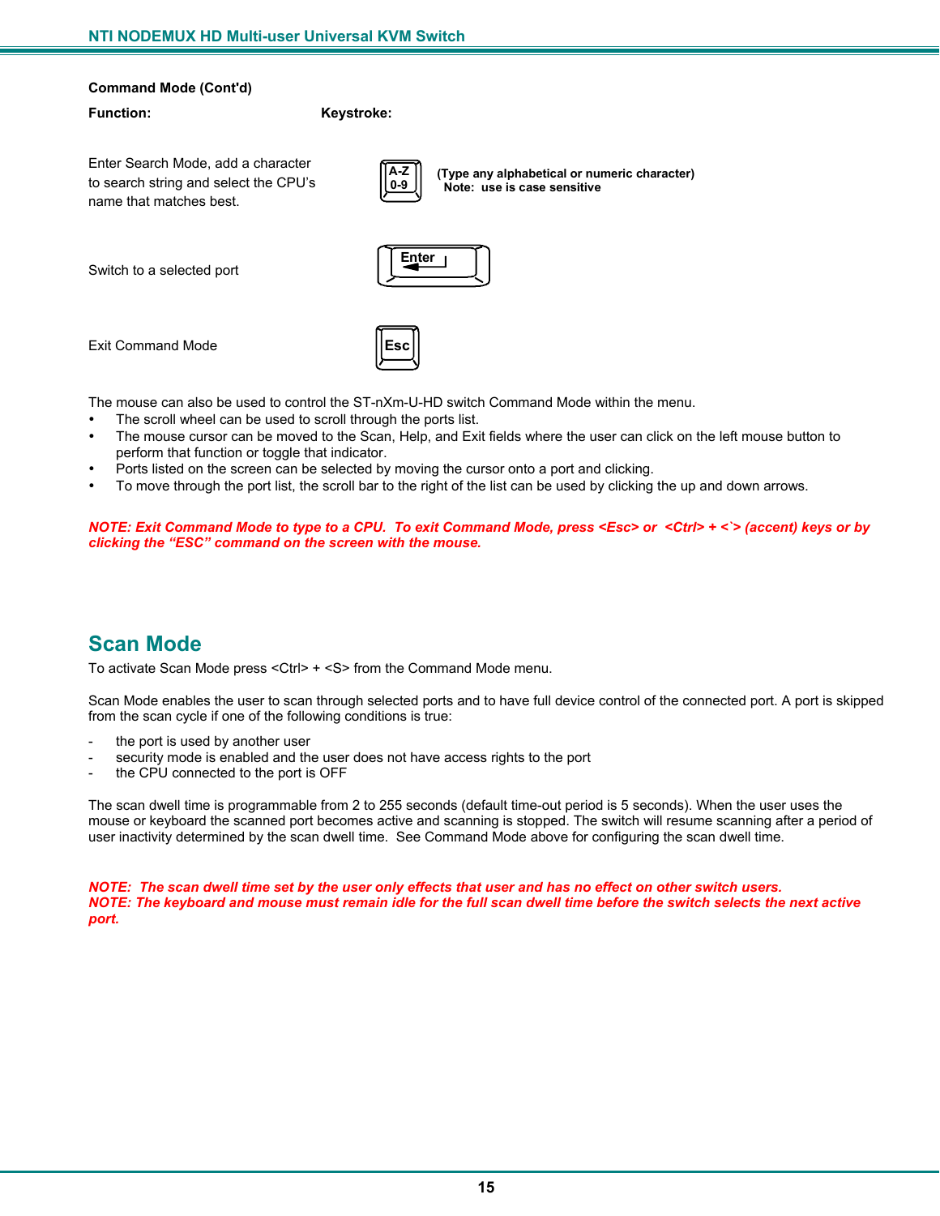**Command Mode (Cont'd)**

| Function: | Keystroke: |
|---|---|
| Enter Search Mode, add a character to search string and select the CPU's name that matches best. | A-Z 0-9 **(Type any alphabetical or numeric character)** **Note: use is case sensitive** |
| Switch to a selected port | Enter |
| Exit Command Mode | Esc |

The mouse can also be used to control the ST-nXm-U-HD switch Command Mode within the menu.

- The scroll wheel can be used to scroll through the ports list.
- The mouse cursor can be moved to the Scan, Help, and Exit fields where the user can click on the left mouse button to perform that function or toggle that indicator.
- Ports listed on the screen can be selected by moving the cursor onto a port and clicking.
- To move through the port list, the scroll bar to the right of the list can be used by clicking the up and down arrows.

***NOTE: Exit Command Mode to type to a CPU. To exit Command Mode, press <Esc> or <Ctrl> + <`> (accent) keys or by clicking the "ESC" command on the screen with the mouse.***

## Scan Mode

To activate Scan Mode press <Ctrl> + <S> from the Command Mode menu.

Scan Mode enables the user to scan through selected ports and to have full device control of the connected port. A port is skipped from the scan cycle if one of the following conditions is true:

- the port is used by another user
- security mode is enabled and the user does not have access rights to the port
- the CPU connected to the port is OFF

The scan dwell time is programmable from 2 to 255 seconds (default time-out period is 5 seconds). When the user uses the mouse or keyboard the scanned port becomes active and scanning is stopped. The switch will resume scanning after a period of user inactivity determined by the scan dwell time. See Command Mode above for configuring the scan dwell time.

***NOTE: The scan dwell time set by the user only effects that user and has no effect on other switch users.***
***NOTE: The keyboard and mouse must remain idle for the full scan dwell time before the switch selects the next active port.***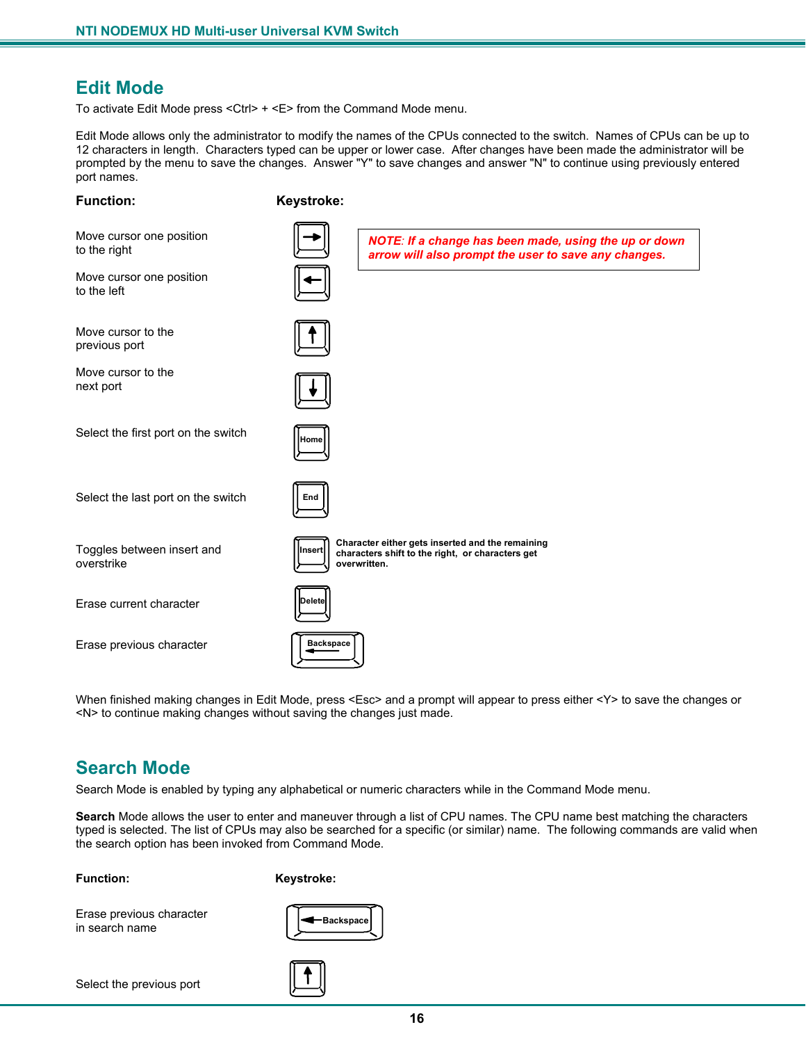## Edit Mode

To activate Edit Mode press <Ctrl> + <E> from the Command Mode menu.

Edit Mode allows only the administrator to modify the names of the CPUs connected to the switch. Names of CPUs can be up to 12 characters in length. Characters typed can be upper or lower case. After changes have been made the administrator will be prompted by the menu to save the changes. Answer "Y" to save changes and answer "N" to continue using previously entered port names.

| **Function:** | **Keystroke:** |
|---|---|
| Move cursor one position to the right | → |
| Move cursor one position to the left | ← |
| Move cursor to the previous port | ↑ |
| Move cursor to the next port | ↓ |
| Select the first port on the switch | Home |
| Select the last port on the switch | End |
| Toggles between insert and overstrike | Insert — **Character either gets inserted and the remaining characters shift to the right, or characters get overwritten.** |
| Erase current character | Delete |
| Erase previous character | Backspace |

***NOTE: If a change has been made, using the up or down arrow will also prompt the user to save any changes.***

When finished making changes in Edit Mode, press <Esc> and a prompt will appear to press either <Y> to save the changes or <N> to continue making changes without saving the changes just made.

## Search Mode

Search Mode is enabled by typing any alphabetical or numeric characters while in the Command Mode menu.

**Search** Mode allows the user to enter and maneuver through a list of CPU names. The CPU name best matching the characters typed is selected. The list of CPUs may also be searched for a specific (or similar) name. The following commands are valid when the search option has been invoked from Command Mode.

| **Function:** | **Keystroke:** |
|---|---|
| Erase previous character in search name | Backspace |
| Select the previous port | ↑ |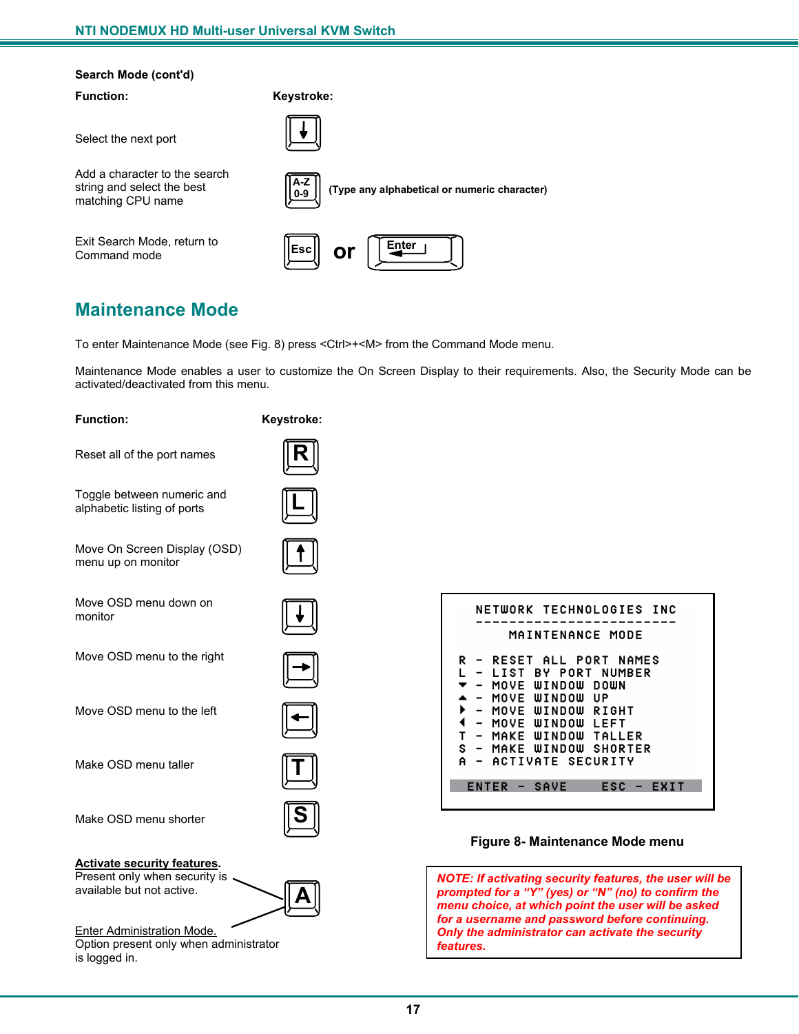**Search Mode (cont'd)**

| Function: | Keystroke: |
|---|---|
| Select the next port | ↓ |
| Add a character to the search string and select the best matching CPU name | A-Z 0-9 **(Type any alphabetical or numeric character)** |
| Exit Search Mode, return to Command mode | Esc **or** Enter |

## Maintenance Mode

To enter Maintenance Mode (see Fig. 8) press <Ctrl>+<M> from the Command Mode menu.

Maintenance Mode enables a user to customize the On Screen Display to their requirements. Also, the Security Mode can be activated/deactivated from this menu.

| Function: | Keystroke: |
|---|---|
| Reset all of the port names | R |
| Toggle between numeric and alphabetic listing of ports | L |
| Move On Screen Display (OSD) menu up on monitor | ↑ |
| Move OSD menu down on monitor | ↓ |
| Move OSD menu to the right | → |
| Move OSD menu to the left | ← |
| Make OSD menu taller | T |
| Make OSD menu shorter | S |
| **Activate security features.** Present only when security is available but not active. | A |
| Enter Administration Mode. Option present only when administrator is logged in. | A |

```
NETWORK TECHNOLOGIES INC
------------------------
    MAINTENANCE MODE

R - RESET ALL PORT NAMES
L - LIST BY PORT NUMBER
▼ - MOVE WINDOW DOWN
▲ - MOVE WINDOW UP
▶ - MOVE WINDOW RIGHT
◀ - MOVE WINDOW LEFT
T - MAKE WINDOW TALLER
S - MAKE WINDOW SHORTER
A - ACTIVATE SECURITY

 ENTER - SAVE    ESC - EXIT
```

**Figure 8- Maintenance Mode menu**

***NOTE: If activating security features, the user will be prompted for a "Y" (yes) or "N" (no) to confirm the menu choice, at which point the user will be asked for a username and password before continuing. Only the administrator can activate the security features.***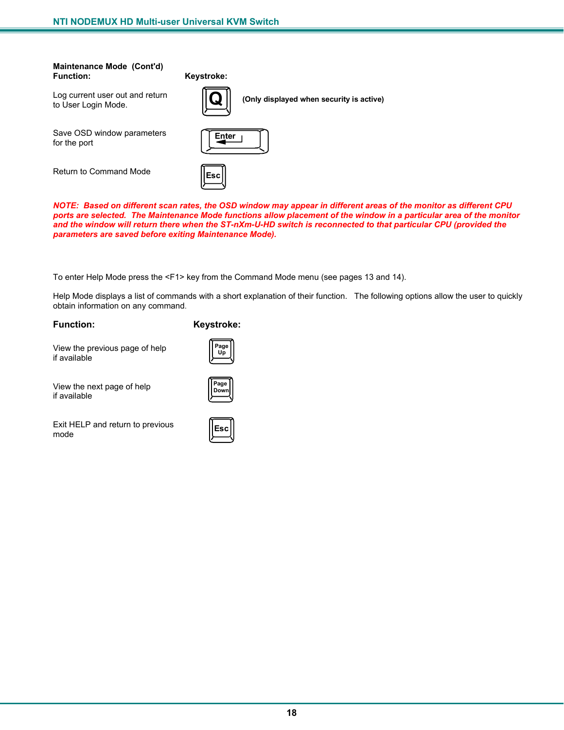**Maintenance Mode (Cont'd)**

| Function: | Keystroke: |
|---|---|
| Log current user out and return to User Login Mode. | Q **(Only displayed when security is active)** |
| Save OSD window parameters for the port | Enter |
| Return to Command Mode | Esc |

***NOTE: Based on different scan rates, the OSD window may appear in different areas of the monitor as different CPU ports are selected. The Maintenance Mode functions allow placement of the window in a particular area of the monitor and the window will return there when the ST-nXm-U-HD switch is reconnected to that particular CPU (provided the parameters are saved before exiting Maintenance Mode).***

To enter Help Mode press the <F1> key from the Command Mode menu (see pages 13 and 14).

Help Mode displays a list of commands with a short explanation of their function. The following options allow the user to quickly obtain information on any command.

| Function: | Keystroke: |
|---|---|
| View the previous page of help if available | Page Up |
| View the next page of help if available | Page Down |
| Exit HELP and return to previous mode | Esc |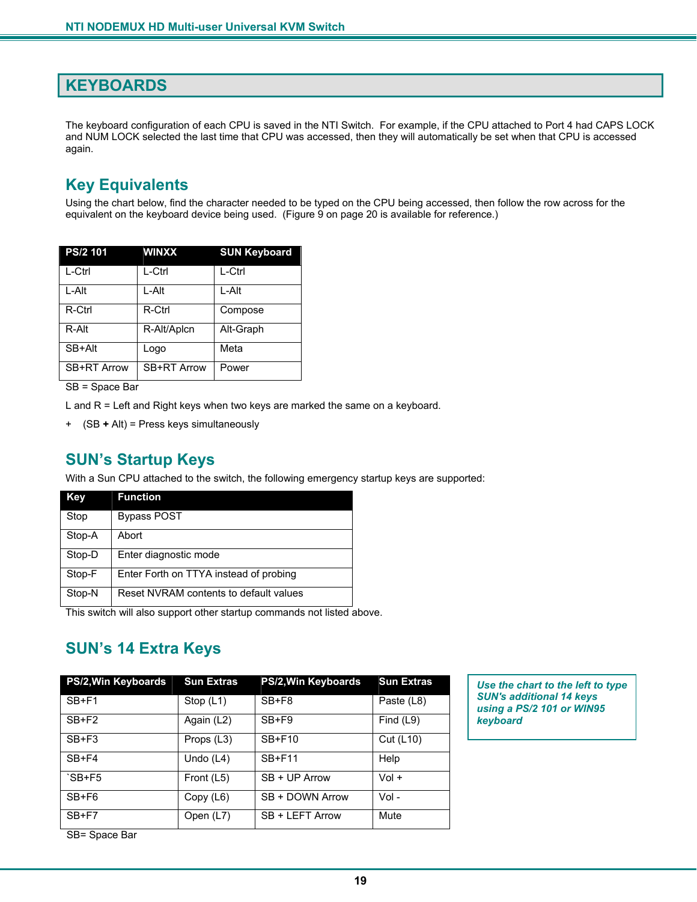# KEYBOARDS

The keyboard configuration of each CPU is saved in the NTI Switch. For example, if the CPU attached to Port 4 had CAPS LOCK and NUM LOCK selected the last time that CPU was accessed, then they will automatically be set when that CPU is accessed again.

## Key Equivalents

Using the chart below, find the character needed to be typed on the CPU being accessed, then follow the row across for the equivalent on the keyboard device being used. (Figure 9 on page 20 is available for reference.)

| PS/2 101 | WINXX | SUN Keyboard |
|---|---|---|
| L-Ctrl | L-Ctrl | L-Ctrl |
| L-Alt | L-Alt | L-Alt |
| R-Ctrl | R-Ctrl | Compose |
| R-Alt | R-Alt/Aplcn | Alt-Graph |
| SB+Alt | Logo | Meta |
| SB+RT Arrow | SB+RT Arrow | Power |

SB = Space Bar

L and R = Left and Right keys when two keys are marked the same on a keyboard.

\+ (SB **+** Alt) = Press keys simultaneously

## SUN's Startup Keys

With a Sun CPU attached to the switch, the following emergency startup keys are supported:

| Key | Function |
|---|---|
| Stop | Bypass POST |
| Stop-A | Abort |
| Stop-D | Enter diagnostic mode |
| Stop-F | Enter Forth on TTYA instead of probing |
| Stop-N | Reset NVRAM contents to default values |

This switch will also support other startup commands not listed above.

## SUN's 14 Extra Keys

| PS/2,Win Keyboards | Sun Extras | PS/2,Win Keyboards | Sun Extras |
|---|---|---|---|
| SB+F1 | Stop (L1) | SB+F8 | Paste (L8) |
| SB+F2 | Again (L2) | SB+F9 | Find (L9) |
| SB+F3 | Props (L3) | SB+F10 | Cut (L10) |
| SB+F4 | Undo (L4) | SB+F11 | Help |
| `SB+F5 | Front (L5) | SB + UP Arrow | Vol + |
| SB+F6 | Copy (L6) | SB + DOWN Arrow | Vol - |
| SB+F7 | Open (L7) | SB + LEFT Arrow | Mute |

SB= Space Bar

***Use the chart to the left to type SUN's additional 14 keys using a PS/2 101 or WIN95 keyboard***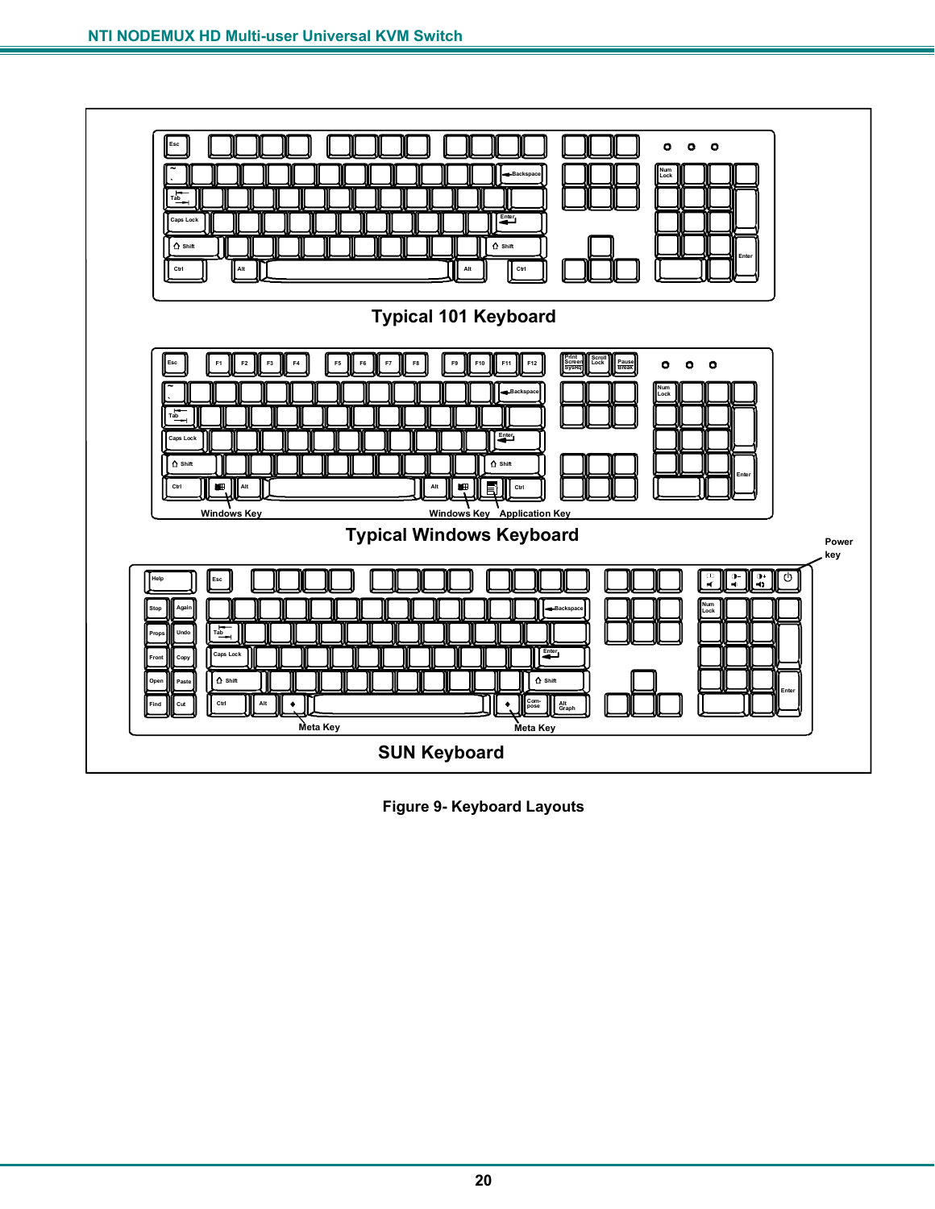Typical 101 Keyboard

Typical Windows Keyboard

SUN Keyboard

Figure 9- Keyboard Layouts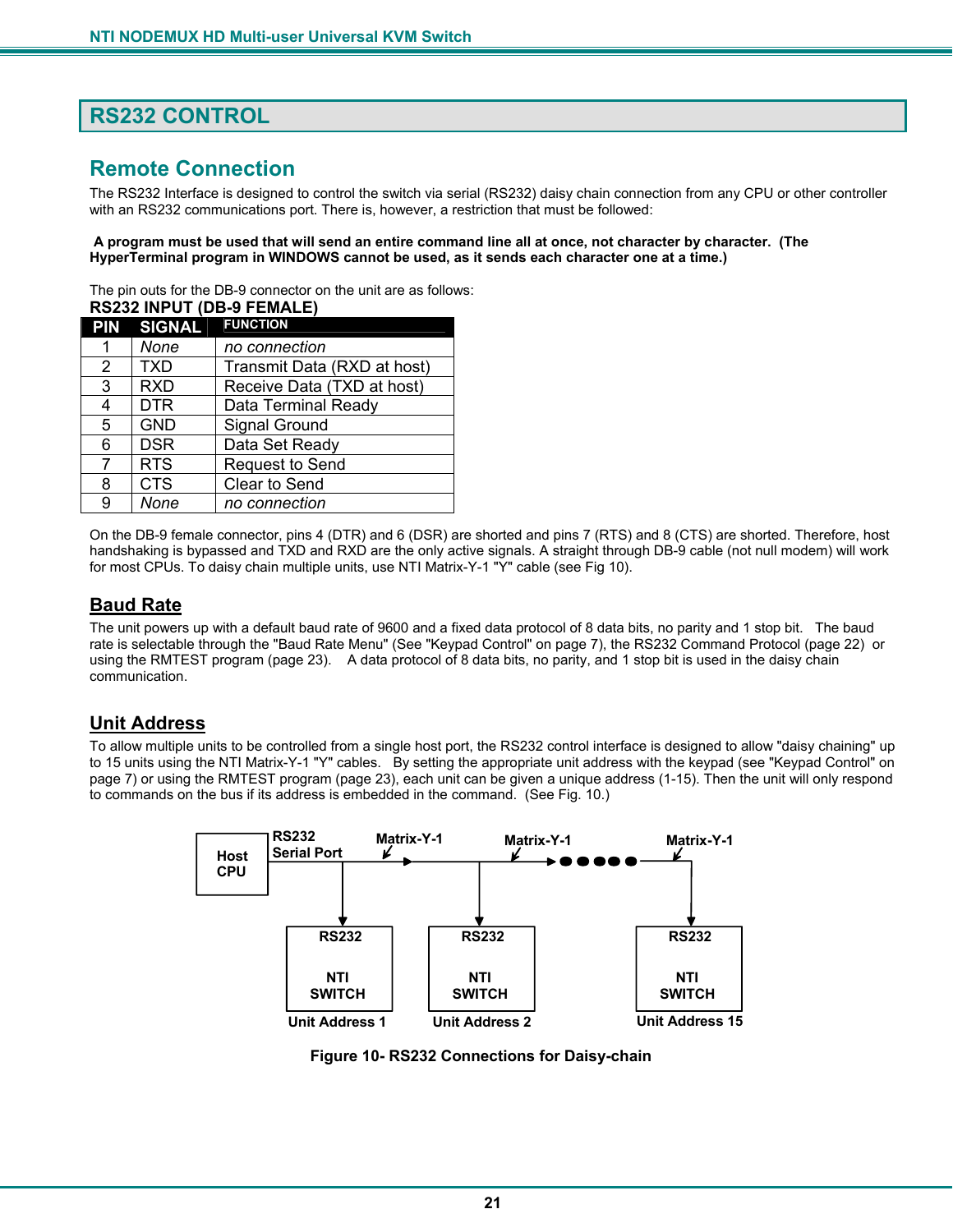# RS232 CONTROL

## Remote Connection

The RS232 Interface is designed to control the switch via serial (RS232) daisy chain connection from any CPU or other controller with an RS232 communications port. There is, however, a restriction that must be followed:

**A program must be used that will send an entire command line all at once, not character by character. (The HyperTerminal program in WINDOWS cannot be used, as it sends each character one at a time.)**

The pin outs for the DB-9 connector on the unit are as follows:

**RS232 INPUT (DB-9 FEMALE)**

| PIN | SIGNAL | FUNCTION |
|---|---|---|
| 1 | *None* | *no connection* |
| 2 | TXD | Transmit Data (RXD at host) |
| 3 | RXD | Receive Data (TXD at host) |
| 4 | DTR | Data Terminal Ready |
| 5 | GND | Signal Ground |
| 6 | DSR | Data Set Ready |
| 7 | RTS | Request to Send |
| 8 | CTS | Clear to Send |
| 9 | *None* | *no connection* |

On the DB-9 female connector, pins 4 (DTR) and 6 (DSR) are shorted and pins 7 (RTS) and 8 (CTS) are shorted. Therefore, host handshaking is bypassed and TXD and RXD are the only active signals. A straight through DB-9 cable (not null modem) will work for most CPUs. To daisy chain multiple units, use NTI Matrix-Y-1 "Y" cable (see Fig 10).

### Baud Rate

The unit powers up with a default baud rate of 9600 and a fixed data protocol of 8 data bits, no parity and 1 stop bit. The baud rate is selectable through the "Baud Rate Menu" (See "Keypad Control" on page 7), the RS232 Command Protocol (page 22) or using the RMTEST program (page 23). A data protocol of 8 data bits, no parity, and 1 stop bit is used in the daisy chain communication.

### Unit Address

To allow multiple units to be controlled from a single host port, the RS232 control interface is designed to allow "daisy chaining" up to 15 units using the NTI Matrix-Y-1 "Y" cables. By setting the appropriate unit address with the keypad (see "Keypad Control" on page 7) or using the RMTEST program (page 23), each unit can be given a unique address (1-15). Then the unit will only respond to commands on the bus if its address is embedded in the command. (See Fig. 10.)

Host CPU — RS232 Serial Port — Matrix-Y-1 — Matrix-Y-1 — ●●●●● — Matrix-Y-1

RS232 NTI SWITCH Unit Address 1 | RS232 NTI SWITCH Unit Address 2 | RS232 NTI SWITCH Unit Address 15

**Figure 10- RS232 Connections for Daisy-chain**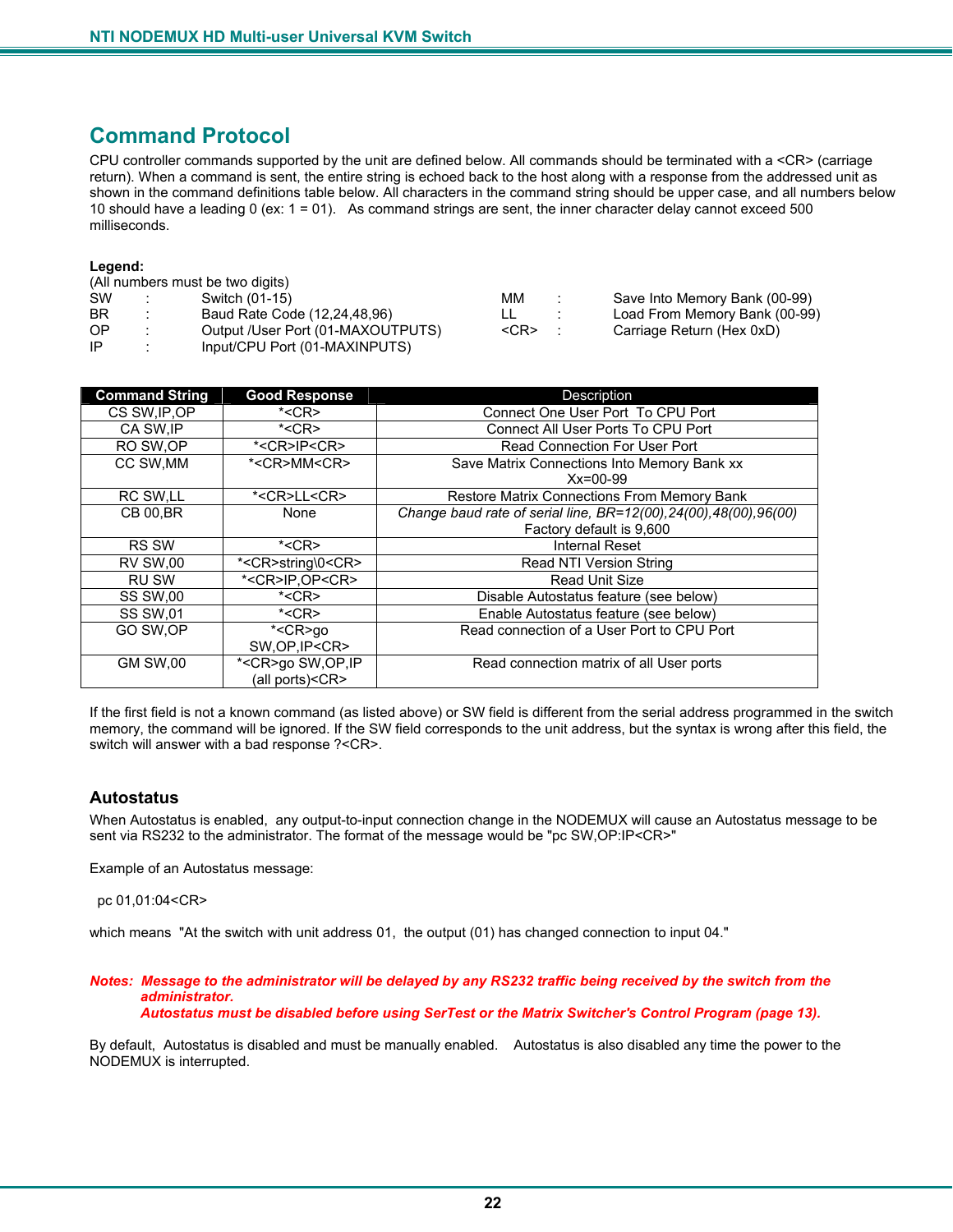## Command Protocol

CPU controller commands supported by the unit are defined below. All commands should be terminated with a <CR> (carriage return). When a command is sent, the entire string is echoed back to the host along with a response from the addressed unit as shown in the command definitions table below. All characters in the command string should be upper case, and all numbers below 10 should have a leading 0 (ex: 1 = 01). As command strings are sent, the inner character delay cannot exceed 500 milliseconds.

**Legend:**
(All numbers must be two digits)

| | | | | | |
|---|---|---|---|---|---|
| SW | : | Switch (01-15) | MM | : | Save Into Memory Bank (00-99) |
| BR | : | Baud Rate Code (12,24,48,96) | LL | : | Load From Memory Bank (00-99) |
| OP | : | Output /User Port (01-MAXOUTPUTS) | <CR> | : | Carriage Return (Hex 0xD) |
| IP | : | Input/CPU Port (01-MAXINPUTS) | | | |

| Command String | Good Response | Description |
|---|---|---|
| CS SW,IP,OP | *<CR> | Connect One User Port To CPU Port |
| CA SW,IP | *<CR> | Connect All User Ports To CPU Port |
| RO SW,OP | *<CR>IP<CR> | Read Connection For User Port |
| CC SW,MM | *<CR>MM<CR> | Save Matrix Connections Into Memory Bank xx Xx=00-99 |
| RC SW,LL | *<CR>LL<CR> | Restore Matrix Connections From Memory Bank |
| CB 00,BR | None | *Change baud rate of serial line, BR=12(00),24(00),48(00),96(00)* Factory default is 9,600 |
| RS SW | *<CR> | Internal Reset |
| RV SW,00 | *<CR>string\0<CR> | Read NTI Version String |
| RU SW | *<CR>IP,OP<CR> | Read Unit Size |
| SS SW,00 | *<CR> | Disable Autostatus feature (see below) |
| SS SW,01 | *<CR> | Enable Autostatus feature (see below) |
| GO SW,OP | *<CR>go SW,OP,IP<CR> | Read connection of a User Port to CPU Port |
| GM SW,00 | *<CR>go SW,OP,IP (all ports)<CR> | Read connection matrix of all User ports |

If the first field is not a known command (as listed above) or SW field is different from the serial address programmed in the switch memory, the command will be ignored. If the SW field corresponds to the unit address, but the syntax is wrong after this field, the switch will answer with a bad response ?<CR>.

### Autostatus

When Autostatus is enabled, any output-to-input connection change in the NODEMUX will cause an Autostatus message to be sent via RS232 to the administrator. The format of the message would be "pc SW,OP:IP<CR>"

Example of an Autostatus message:

pc 01,01:04<CR>

which means "At the switch with unit address 01, the output (01) has changed connection to input 04."

***Notes: Message to the administrator will be delayed by any RS232 traffic being received by the switch from the administrator.***
***Autostatus must be disabled before using SerTest or the Matrix Switcher's Control Program (page 13).***

By default, Autostatus is disabled and must be manually enabled. Autostatus is also disabled any time the power to the NODEMUX is interrupted.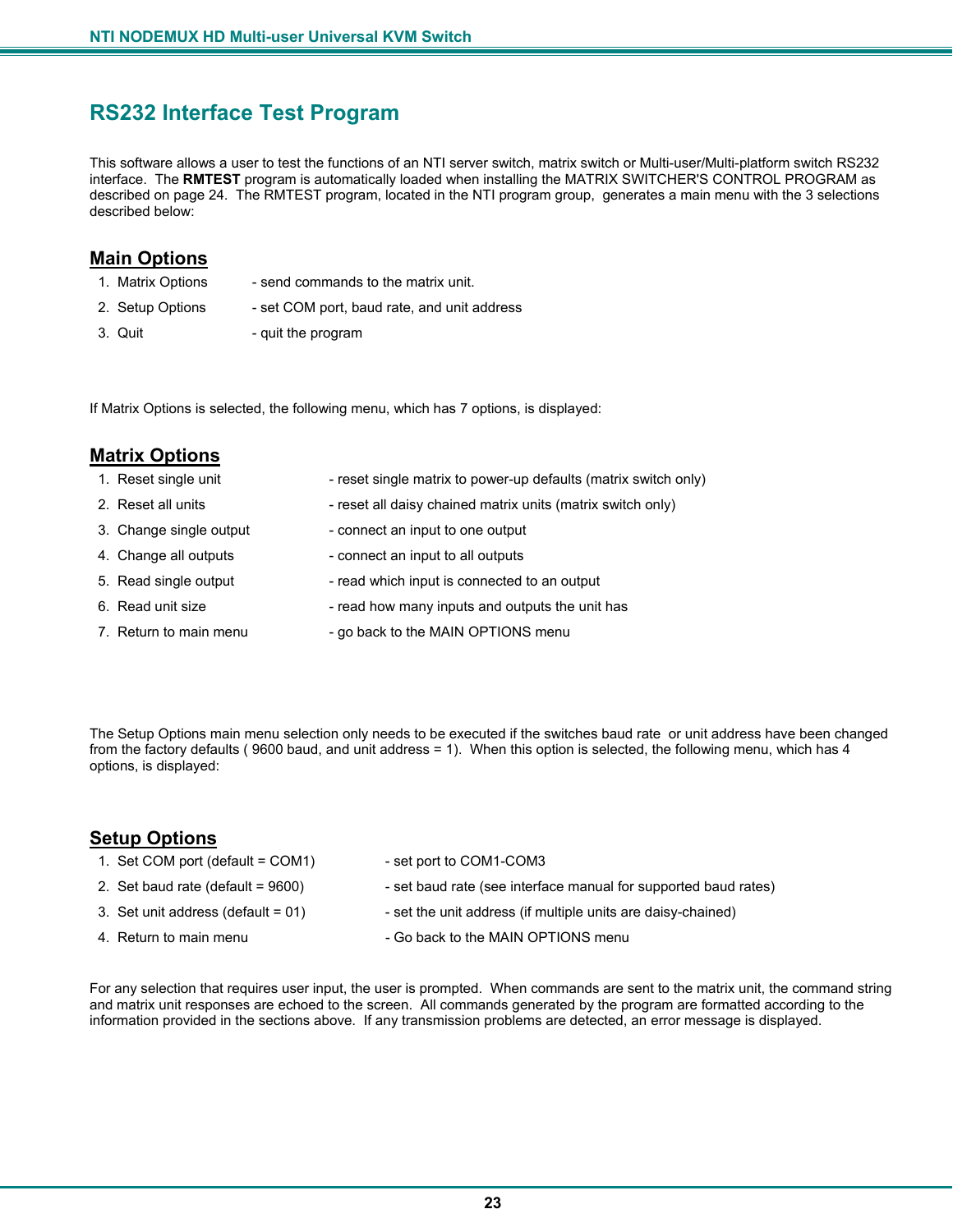# RS232 Interface Test Program

This software allows a user to test the functions of an NTI server switch, matrix switch or Multi-user/Multi-platform switch RS232 interface. The **RMTEST** program is automatically loaded when installing the MATRIX SWITCHER'S CONTROL PROGRAM as described on page 24. The RMTEST program, located in the NTI program group, generates a main menu with the 3 selections described below:

## Main Options

1. Matrix Options - send commands to the matrix unit.
2. Setup Options - set COM port, baud rate, and unit address
3. Quit - quit the program

If Matrix Options is selected, the following menu, which has 7 options, is displayed:

## Matrix Options

1. Reset single unit - reset single matrix to power-up defaults (matrix switch only)
2. Reset all units - reset all daisy chained matrix units (matrix switch only)
3. Change single output - connect an input to one output
4. Change all outputs - connect an input to all outputs
5. Read single output - read which input is connected to an output
6. Read unit size - read how many inputs and outputs the unit has
7. Return to main menu - go back to the MAIN OPTIONS menu

The Setup Options main menu selection only needs to be executed if the switches baud rate or unit address have been changed from the factory defaults ( 9600 baud, and unit address = 1). When this option is selected, the following menu, which has 4 options, is displayed:

## Setup Options

1. Set COM port (default = COM1) - set port to COM1-COM3
2. Set baud rate (default = 9600) - set baud rate (see interface manual for supported baud rates)
3. Set unit address (default = 01) - set the unit address (if multiple units are daisy-chained)
4. Return to main menu - Go back to the MAIN OPTIONS menu

For any selection that requires user input, the user is prompted. When commands are sent to the matrix unit, the command string and matrix unit responses are echoed to the screen. All commands generated by the program are formatted according to the information provided in the sections above. If any transmission problems are detected, an error message is displayed.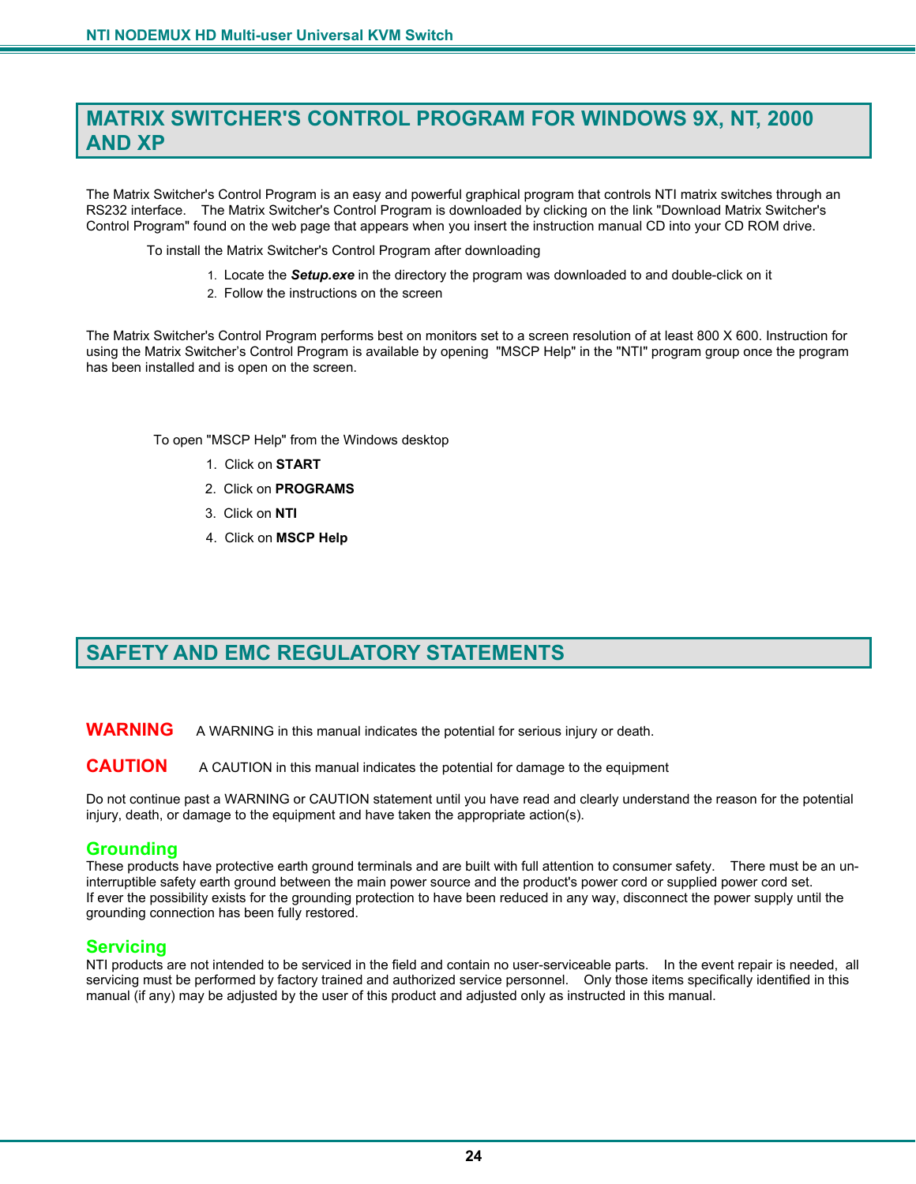## MATRIX SWITCHER'S CONTROL PROGRAM FOR WINDOWS 9X, NT, 2000 AND XP

The Matrix Switcher's Control Program is an easy and powerful graphical program that controls NTI matrix switches through an RS232 interface. The Matrix Switcher's Control Program is downloaded by clicking on the link "Download Matrix Switcher's Control Program" found on the web page that appears when you insert the instruction manual CD into your CD ROM drive.

To install the Matrix Switcher's Control Program after downloading

1. Locate the ***Setup.exe*** in the directory the program was downloaded to and double-click on it
2. Follow the instructions on the screen

The Matrix Switcher's Control Program performs best on monitors set to a screen resolution of at least 800 X 600. Instruction for using the Matrix Switcher's Control Program is available by opening "MSCP Help" in the "NTI" program group once the program has been installed and is open on the screen.

To open "MSCP Help" from the Windows desktop

1. Click on **START**
2. Click on **PROGRAMS**
3. Click on **NTI**
4. Click on **MSCP Help**

## SAFETY AND EMC REGULATORY STATEMENTS

**WARNING** A WARNING in this manual indicates the potential for serious injury or death.

**CAUTION** A CAUTION in this manual indicates the potential for damage to the equipment

Do not continue past a WARNING or CAUTION statement until you have read and clearly understand the reason for the potential injury, death, or damage to the equipment and have taken the appropriate action(s).

### Grounding

These products have protective earth ground terminals and are built with full attention to consumer safety. There must be an un-interruptible safety earth ground between the main power source and the product's power cord or supplied power cord set.
If ever the possibility exists for the grounding protection to have been reduced in any way, disconnect the power supply until the grounding connection has been fully restored.

### Servicing

NTI products are not intended to be serviced in the field and contain no user-serviceable parts. In the event repair is needed, all servicing must be performed by factory trained and authorized service personnel. Only those items specifically identified in this manual (if any) may be adjusted by the user of this product and adjusted only as instructed in this manual.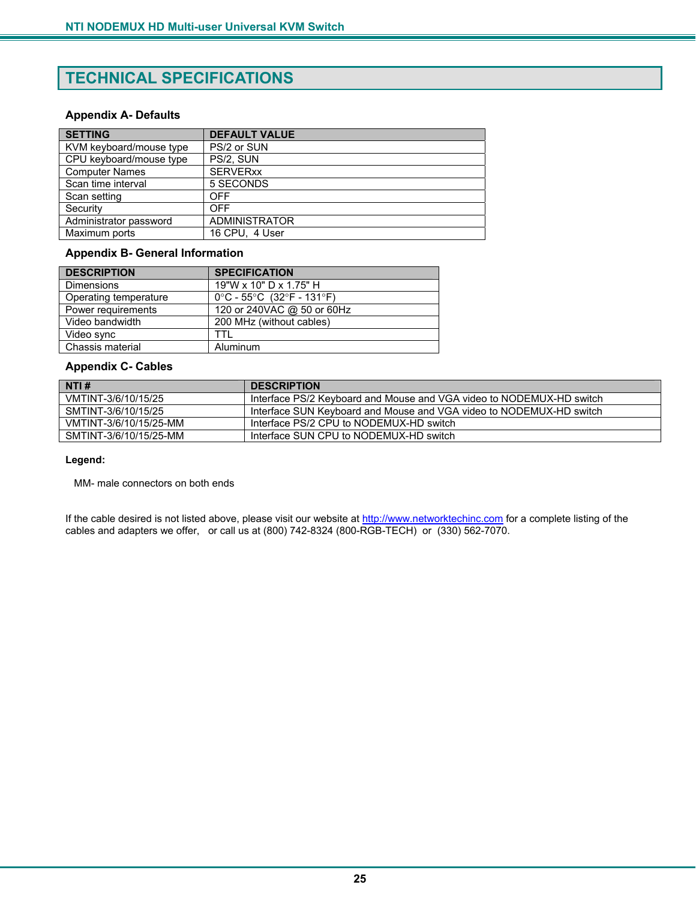# TECHNICAL SPECIFICATIONS

### Appendix A- Defaults

| SETTING | DEFAULT VALUE |
|---|---|
| KVM keyboard/mouse type | PS/2 or SUN |
| CPU keyboard/mouse type | PS/2, SUN |
| Computer Names | SERVERxx |
| Scan time interval | 5 SECONDS |
| Scan setting | OFF |
| Security | OFF |
| Administrator password | ADMINISTRATOR |
| Maximum ports | 16 CPU, 4 User |

### Appendix B- General Information

| DESCRIPTION | SPECIFICATION |
|---|---|
| Dimensions | 19"W x 10" D x 1.75" H |
| Operating temperature | 0°C - 55°C (32°F - 131°F) |
| Power requirements | 120 or 240VAC @ 50 or 60Hz |
| Video bandwidth | 200 MHz (without cables) |
| Video sync | TTL |
| Chassis material | Aluminum |

### Appendix C- Cables

| NTI # | DESCRIPTION |
|---|---|
| VMTINT-3/6/10/15/25 | Interface PS/2 Keyboard and Mouse and VGA video to NODEMUX-HD switch |
| SMTINT-3/6/10/15/25 | Interface SUN Keyboard and Mouse and VGA video to NODEMUX-HD switch |
| VMTINT-3/6/10/15/25-MM | Interface PS/2 CPU to NODEMUX-HD switch |
| SMTINT-3/6/10/15/25-MM | Interface SUN CPU to NODEMUX-HD switch |

**Legend:**

MM- male connectors on both ends

If the cable desired is not listed above, please visit our website at http://www.networktechinc.com for a complete listing of the cables and adapters we offer, or call us at (800) 742-8324 (800-RGB-TECH) or (330) 562-7070.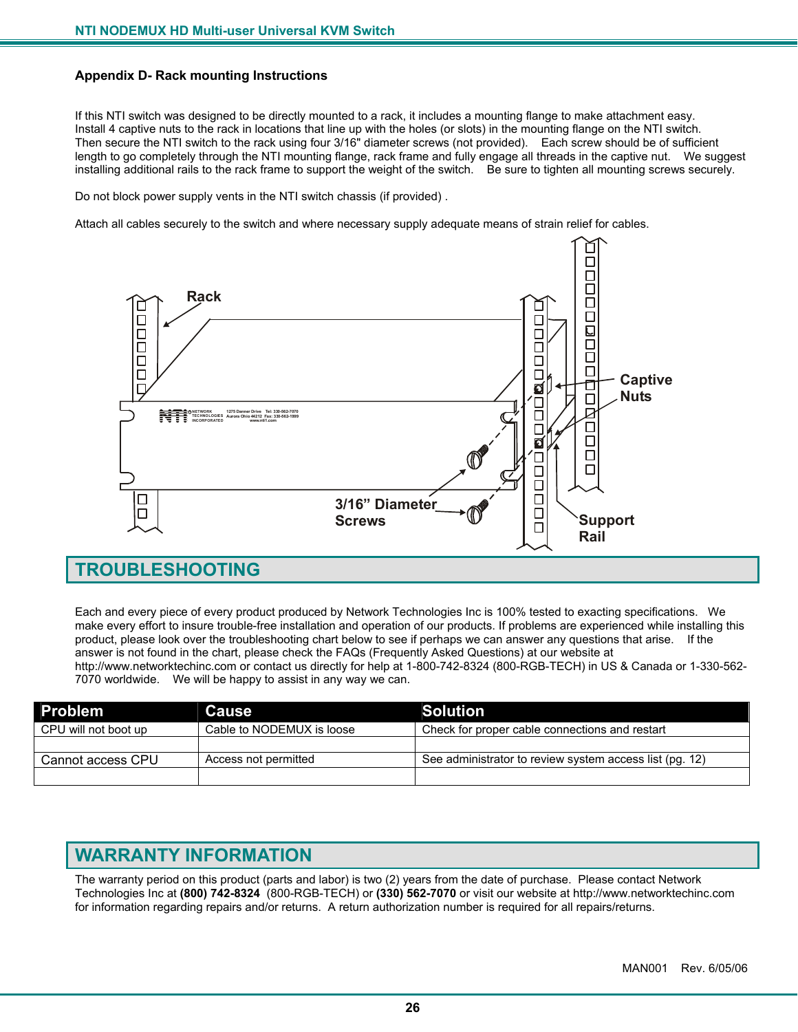## Appendix D- Rack mounting Instructions

If this NTI switch was designed to be directly mounted to a rack, it includes a mounting flange to make attachment easy. Install 4 captive nuts to the rack in locations that line up with the holes (or slots) in the mounting flange on the NTI switch. Then secure the NTI switch to the rack using four 3/16" diameter screws (not provided). Each screw should be of sufficient length to go completely through the NTI mounting flange, rack frame and fully engage all threads in the captive nut. We suggest installing additional rails to the rack frame to support the weight of the switch. Be sure to tighten all mounting screws securely.

Do not block power supply vents in the NTI switch chassis (if provided) .

Attach all cables securely to the switch and where necessary supply adequate means of strain relief for cables.

Rack

Captive Nuts

3/16" Diameter Screws

Support Rail

# TROUBLESHOOTING

Each and every piece of every product produced by Network Technologies Inc is 100% tested to exacting specifications. We make every effort to insure trouble-free installation and operation of our products. If problems are experienced while installing this product, please look over the troubleshooting chart below to see if perhaps we can answer any questions that arise. If the answer is not found in the chart, please check the FAQs (Frequently Asked Questions) at our website at http://www.networktechinc.com or contact us directly for help at 1-800-742-8324 (800-RGB-TECH) in US & Canada or 1-330-562-7070 worldwide. We will be happy to assist in any way we can.

| Problem | Cause | Solution |
|---|---|---|
| CPU will not boot up | Cable to NODEMUX is loose | Check for proper cable connections and restart |
| | | |
| Cannot access CPU | Access not permitted | See administrator to review system access list (pg. 12) |
| | | |

# WARRANTY INFORMATION

The warranty period on this product (parts and labor) is two (2) years from the date of purchase. Please contact Network Technologies Inc at **(800) 742-8324** (800-RGB-TECH) or **(330) 562-7070** or visit our website at http://www.networktechinc.com for information regarding repairs and/or returns. A return authorization number is required for all repairs/returns.

MAN001 Rev. 6/05/06